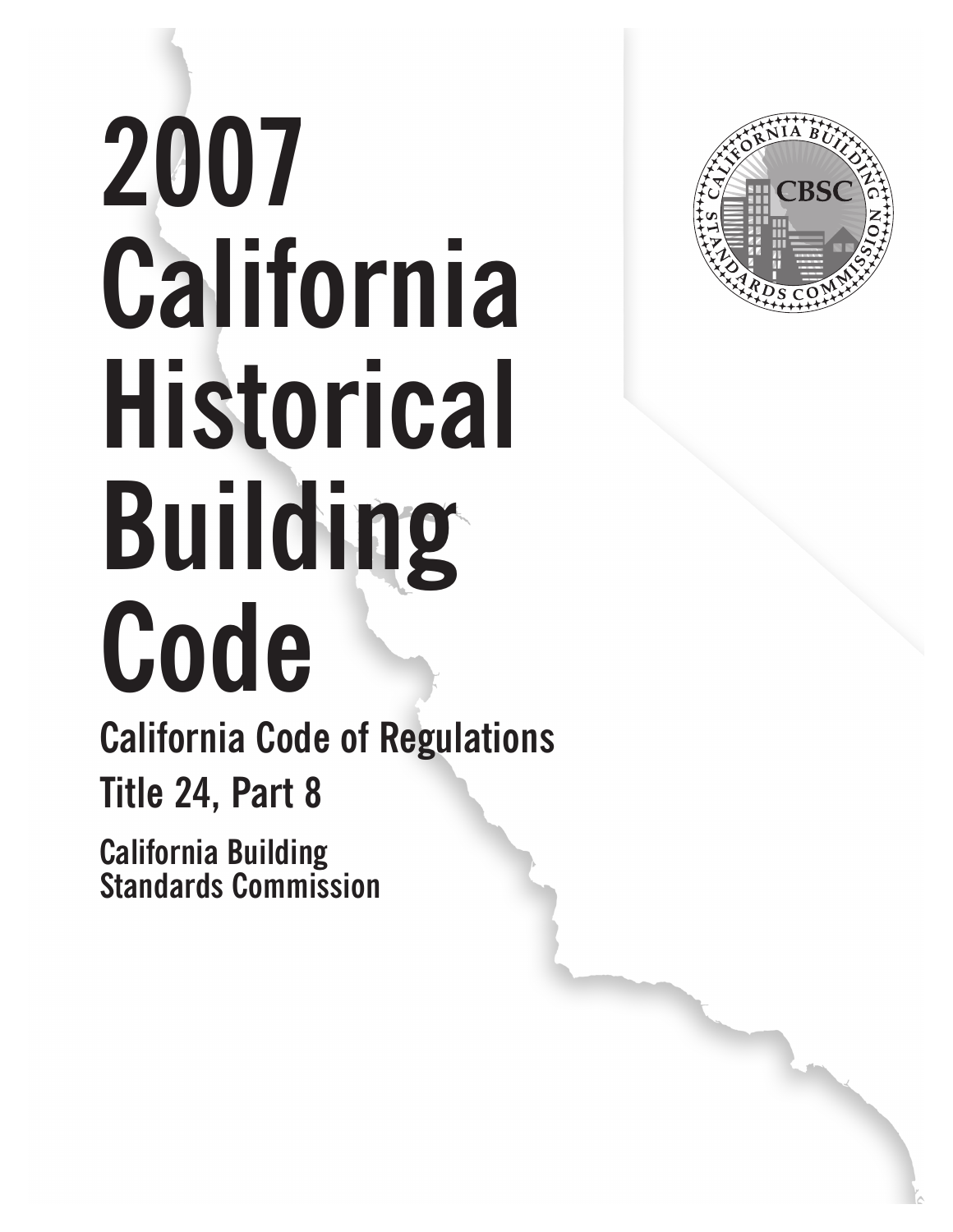# 2007 California Historical Building Code

## California Code of Regulations

## Title 24, Part 8

**California Building Standards Commission**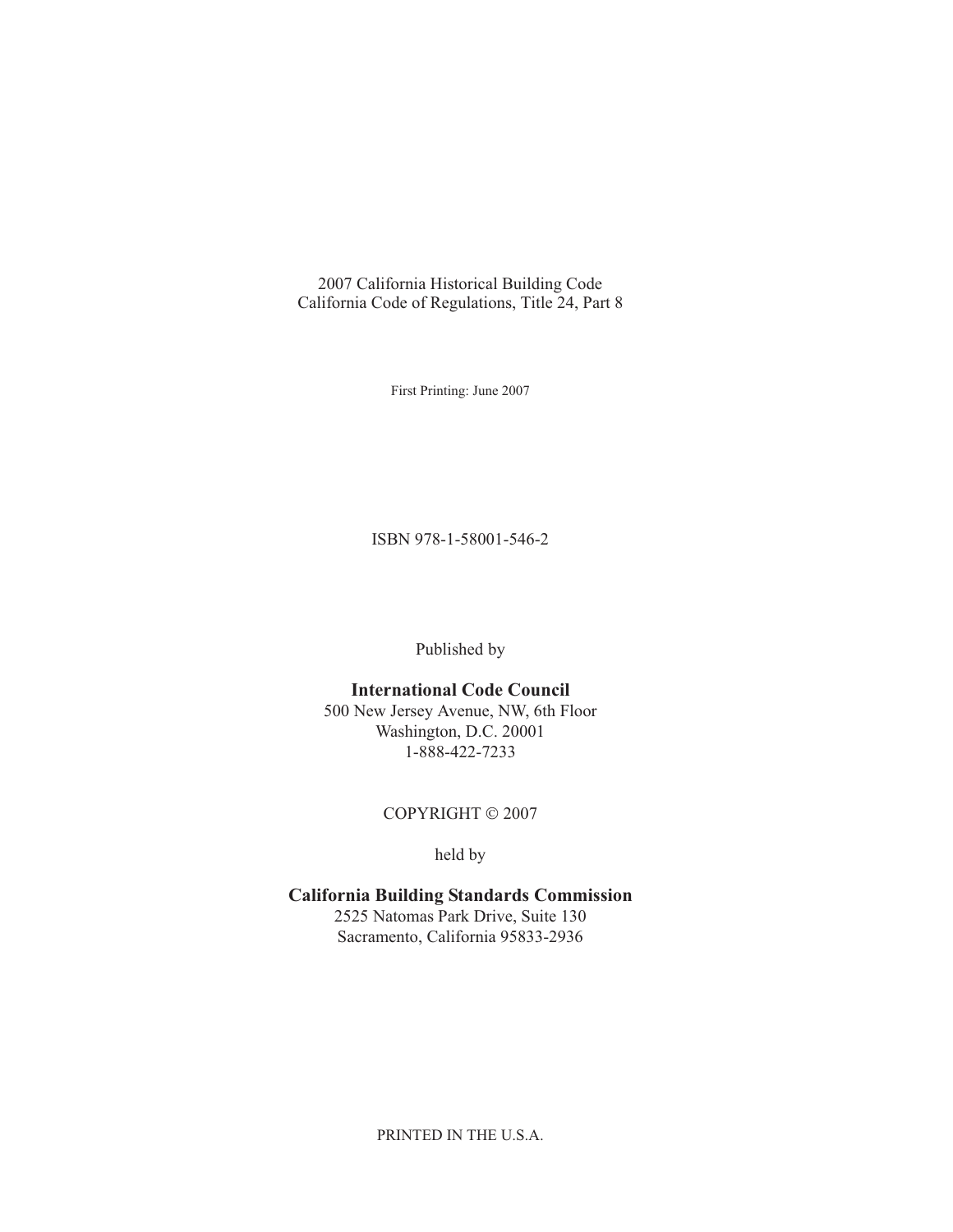2007 California Historical Building Code
California Code of Regulations, Title 24, Part 8

First Printing: June 2007

ISBN 978-1-58001-546-2

Published by

**International Code Council**
500 New Jersey Avenue, NW, 6th Floor
Washington, D.C. 20001
1-888-422-7233

COPYRIGHT © 2007

held by

**California Building Standards Commission**
2525 Natomas Park Drive, Suite 130
Sacramento, California 95833-2936

PRINTED IN THE U.S.A.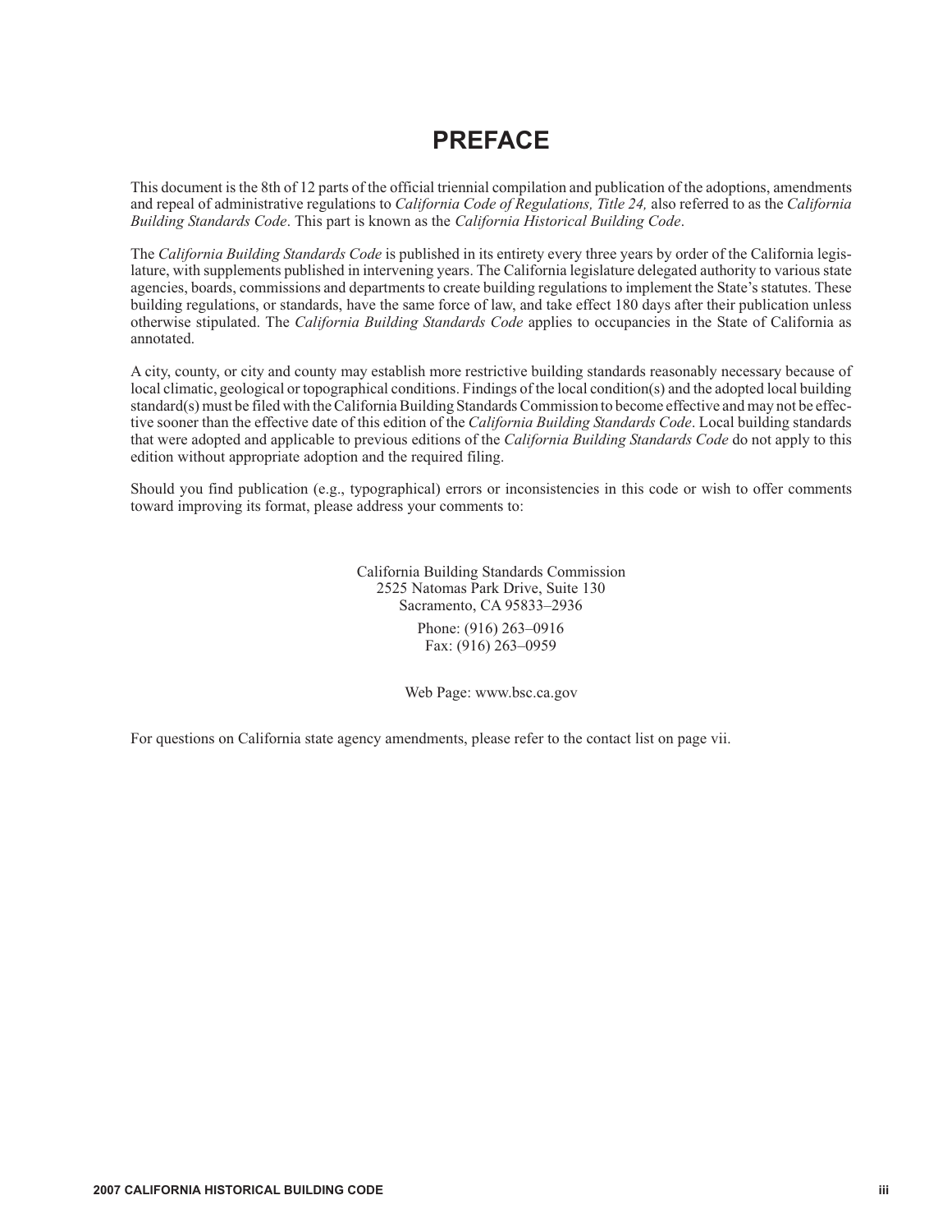# PREFACE

This document is the 8th of 12 parts of the official triennial compilation and publication of the adoptions, amendments and repeal of administrative regulations to *California Code of Regulations, Title 24,* also referred to as the *California Building Standards Code*. This part is known as the *California Historical Building Code*.

The *California Building Standards Code* is published in its entirety every three years by order of the California legislature, with supplements published in intervening years. The California legislature delegated authority to various state agencies, boards, commissions and departments to create building regulations to implement the State's statutes. These building regulations, or standards, have the same force of law, and take effect 180 days after their publication unless otherwise stipulated. The *California Building Standards Code* applies to occupancies in the State of California as annotated.

A city, county, or city and county may establish more restrictive building standards reasonably necessary because of local climatic, geological or topographical conditions. Findings of the local condition(s) and the adopted local building standard(s) must be filed with the California Building Standards Commission to become effective and may not be effective sooner than the effective date of this edition of the *California Building Standards Code*. Local building standards that were adopted and applicable to previous editions of the *California Building Standards Code* do not apply to this edition without appropriate adoption and the required filing.

Should you find publication (e.g., typographical) errors or inconsistencies in this code or wish to offer comments toward improving its format, please address your comments to:

California Building Standards Commission
2525 Natomas Park Drive, Suite 130
Sacramento, CA 95833–2936

Phone: (916) 263–0916
Fax: (916) 263–0959

Web Page: www.bsc.ca.gov

For questions on California state agency amendments, please refer to the contact list on page vii.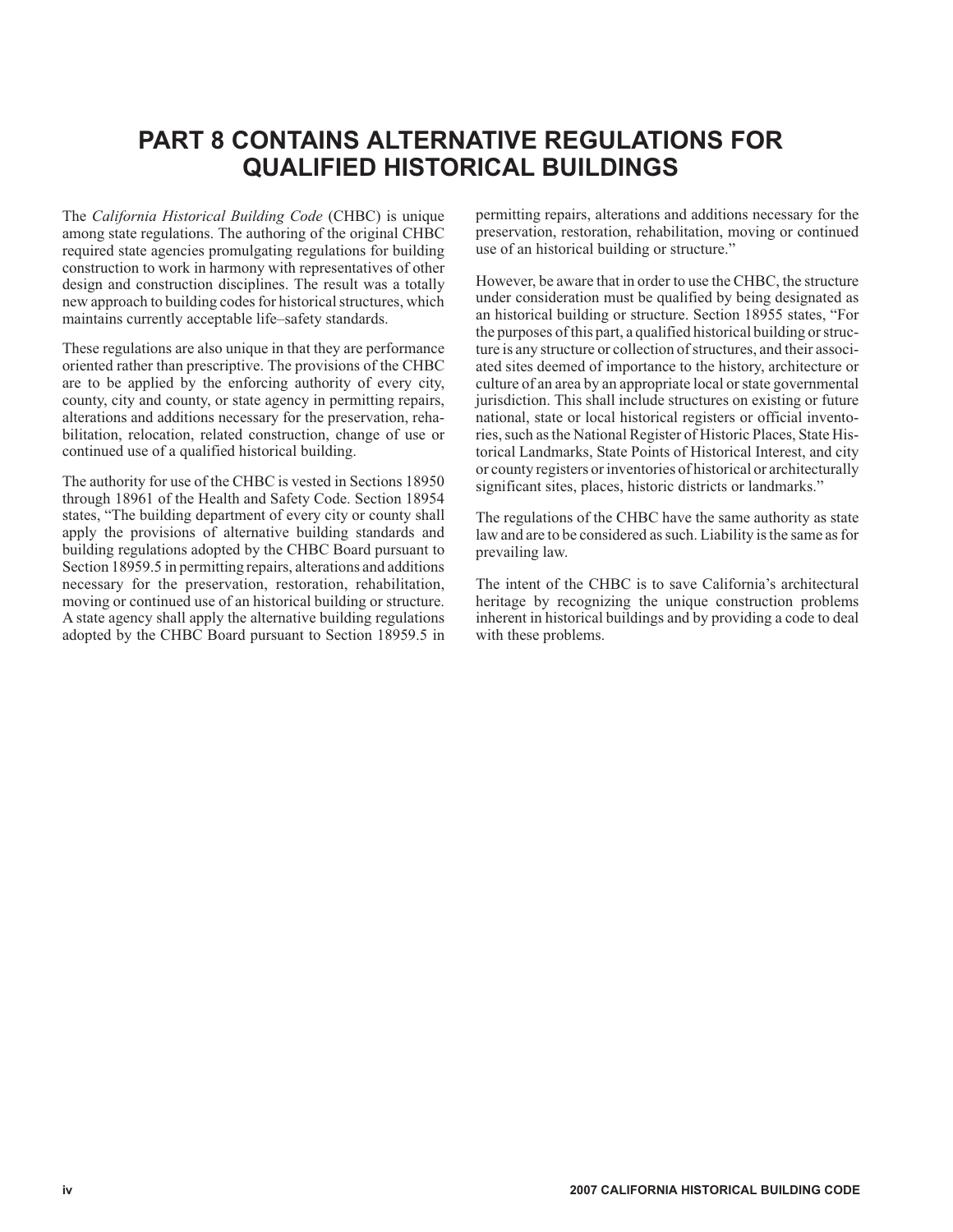# PART 8 CONTAINS ALTERNATIVE REGULATIONS FOR QUALIFIED HISTORICAL BUILDINGS

The *California Historical Building Code* (CHBC) is unique among state regulations. The authoring of the original CHBC required state agencies promulgating regulations for building construction to work in harmony with representatives of other design and construction disciplines. The result was a totally new approach to building codes for historical structures, which maintains currently acceptable life–safety standards.

These regulations are also unique in that they are performance oriented rather than prescriptive. The provisions of the CHBC are to be applied by the enforcing authority of every city, county, city and county, or state agency in permitting repairs, alterations and additions necessary for the preservation, rehabilitation, relocation, related construction, change of use or continued use of a qualified historical building.

The authority for use of the CHBC is vested in Sections 18950 through 18961 of the Health and Safety Code. Section 18954 states, "The building department of every city or county shall apply the provisions of alternative building standards and building regulations adopted by the CHBC Board pursuant to Section 18959.5 in permitting repairs, alterations and additions necessary for the preservation, restoration, rehabilitation, moving or continued use of an historical building or structure. A state agency shall apply the alternative building regulations adopted by the CHBC Board pursuant to Section 18959.5 in permitting repairs, alterations and additions necessary for the preservation, restoration, rehabilitation, moving or continued use of an historical building or structure."

However, be aware that in order to use the CHBC, the structure under consideration must be qualified by being designated as an historical building or structure. Section 18955 states, "For the purposes of this part, a qualified historical building or structure is any structure or collection of structures, and their associated sites deemed of importance to the history, architecture or culture of an area by an appropriate local or state governmental jurisdiction. This shall include structures on existing or future national, state or local historical registers or official inventories, such as the National Register of Historic Places, State Historical Landmarks, State Points of Historical Interest, and city or county registers or inventories of historical or architecturally significant sites, places, historic districts or landmarks."

The regulations of the CHBC have the same authority as state law and are to be considered as such. Liability is the same as for prevailing law.

The intent of the CHBC is to save California's architectural heritage by recognizing the unique construction problems inherent in historical buildings and by providing a code to deal with these problems.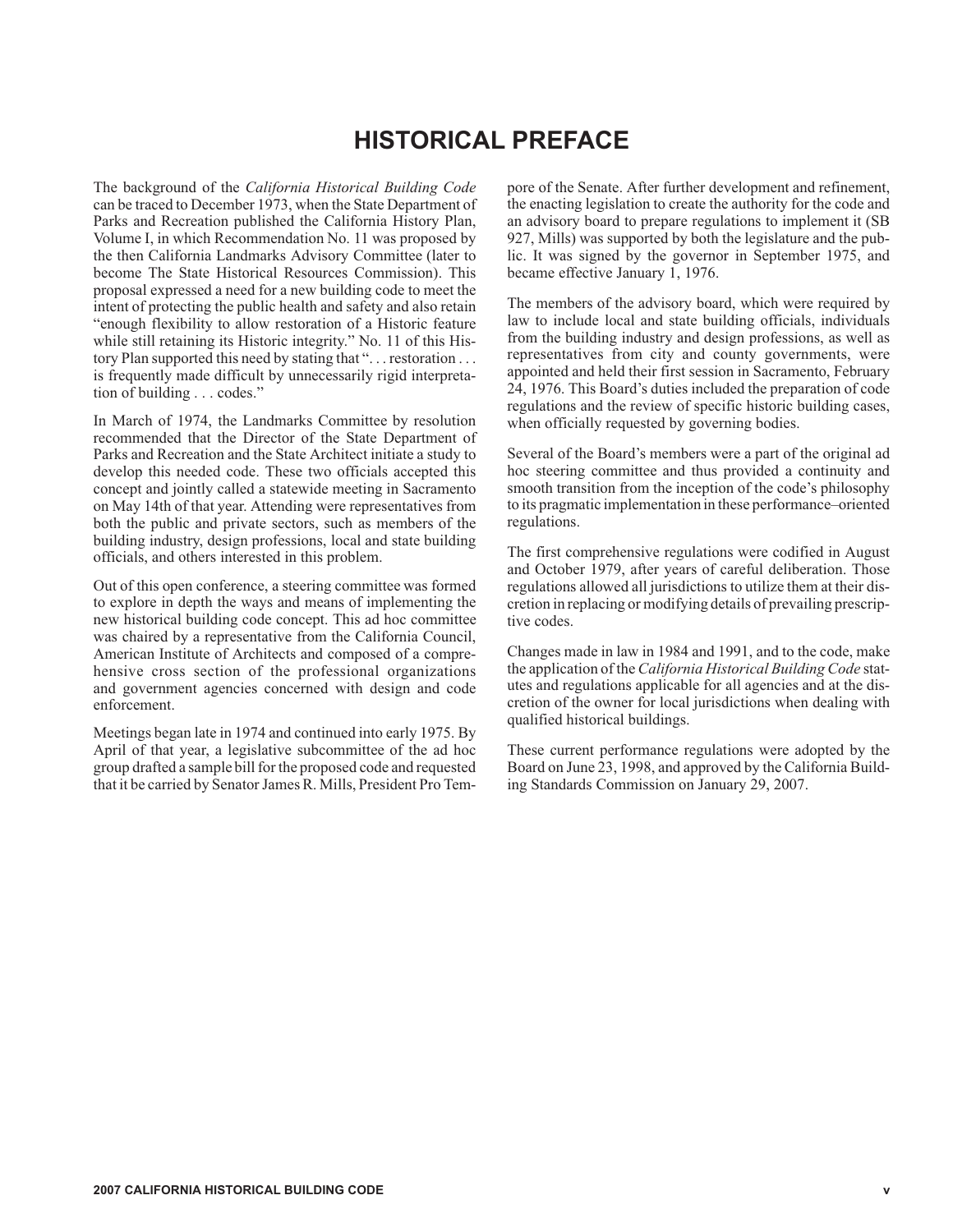# HISTORICAL PREFACE

The background of the *California Historical Building Code* can be traced to December 1973, when the State Department of Parks and Recreation published the California History Plan, Volume I, in which Recommendation No. 11 was proposed by the then California Landmarks Advisory Committee (later to become The State Historical Resources Commission). This proposal expressed a need for a new building code to meet the intent of protecting the public health and safety and also retain "enough flexibility to allow restoration of a Historic feature while still retaining its Historic integrity." No. 11 of this History Plan supported this need by stating that ". . . restoration . . . is frequently made difficult by unnecessarily rigid interpretation of building . . . codes."

In March of 1974, the Landmarks Committee by resolution recommended that the Director of the State Department of Parks and Recreation and the State Architect initiate a study to develop this needed code. These two officials accepted this concept and jointly called a statewide meeting in Sacramento on May 14th of that year. Attending were representatives from both the public and private sectors, such as members of the building industry, design professions, local and state building officials, and others interested in this problem.

Out of this open conference, a steering committee was formed to explore in depth the ways and means of implementing the new historical building code concept. This ad hoc committee was chaired by a representative from the California Council, American Institute of Architects and composed of a comprehensive cross section of the professional organizations and government agencies concerned with design and code enforcement.

Meetings began late in 1974 and continued into early 1975. By April of that year, a legislative subcommittee of the ad hoc group drafted a sample bill for the proposed code and requested that it be carried by Senator James R. Mills, President Pro Tempore of the Senate. After further development and refinement, the enacting legislation to create the authority for the code and an advisory board to prepare regulations to implement it (SB 927, Mills) was supported by both the legislature and the public. It was signed by the governor in September 1975, and became effective January 1, 1976.

The members of the advisory board, which were required by law to include local and state building officials, individuals from the building industry and design professions, as well as representatives from city and county governments, were appointed and held their first session in Sacramento, February 24, 1976. This Board's duties included the preparation of code regulations and the review of specific historic building cases, when officially requested by governing bodies.

Several of the Board's members were a part of the original ad hoc steering committee and thus provided a continuity and smooth transition from the inception of the code's philosophy to its pragmatic implementation in these performance–oriented regulations.

The first comprehensive regulations were codified in August and October 1979, after years of careful deliberation. Those regulations allowed all jurisdictions to utilize them at their discretion in replacing or modifying details of prevailing prescriptive codes.

Changes made in law in 1984 and 1991, and to the code, make the application of the *California Historical Building Code* statutes and regulations applicable for all agencies and at the discretion of the owner for local jurisdictions when dealing with qualified historical buildings.

These current performance regulations were adopted by the Board on June 23, 1998, and approved by the California Building Standards Commission on January 29, 2007.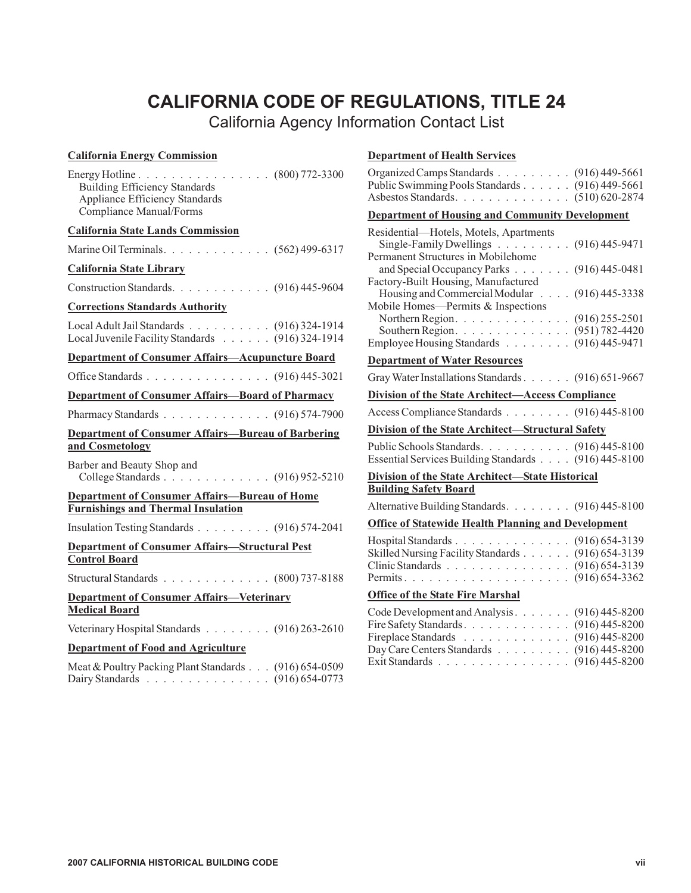# CALIFORNIA CODE OF REGULATIONS, TITLE 24

California Agency Information Contact List

**California Energy Commission**

Energy Hotline . . . . . . . . . . . . . . . . (800) 772-3300
- Building Efficiency Standards
- Appliance Efficiency Standards
- Compliance Manual/Forms

**California State Lands Commission**

Marine Oil Terminals. . . . . . . . . . . . . (562) 499-6317

**California State Library**

Construction Standards. . . . . . . . . . . . (916) 445-9604

**Corrections Standards Authority**

Local Adult Jail Standards . . . . . . . . . . (916) 324-1914
Local Juvenile Facility Standards . . . . . . (916) 324-1914

**Department of Consumer Affairs—Acupuncture Board**

Office Standards . . . . . . . . . . . . . . . (916) 445-3021

**Department of Consumer Affairs—Board of Pharmacy**

Pharmacy Standards . . . . . . . . . . . . . (916) 574-7900

**Department of Consumer Affairs—Bureau of Barbering and Cosmetology**

Barber and Beauty Shop and College Standards . . . . . . . . . . . . . (916) 952-5210

**Department of Consumer Affairs—Bureau of Home Furnishings and Thermal Insulation**

Insulation Testing Standards . . . . . . . . . (916) 574-2041

**Department of Consumer Affairs—Structural Pest Control Board**

Structural Standards . . . . . . . . . . . . . (800) 737-8188

**Department of Consumer Affairs—Veterinary Medical Board**

Veterinary Hospital Standards . . . . . . . . (916) 263-2610

**Department of Food and Agriculture**

Meat & Poultry Packing Plant Standards . . . (916) 654-0509
Dairy Standards . . . . . . . . . . . . . . . (916) 654-0773

**Department of Health Services**

Organized Camps Standards . . . . . . . . . (916) 449-5661
Public Swimming Pools Standards . . . . . . (916) 449-5661
Asbestos Standards. . . . . . . . . . . . . . (510) 620-2874

**Department of Housing and Community Development**

Residential—Hotels, Motels, Apartments Single-Family Dwellings . . . . . . . . . (916) 445-9471
Permanent Structures in Mobilehome and Special Occupancy Parks . . . . . . . (916) 445-0481
Factory-Built Housing, Manufactured Housing and Commercial Modular . . . . (916) 445-3338
Mobile Homes—Permits & Inspections
- Northern Region. . . . . . . . . . . . . . (916) 255-2501
- Southern Region. . . . . . . . . . . . . . (951) 782-4420

Employee Housing Standards . . . . . . . . (916) 445-9471

**Department of Water Resources**

Gray Water Installations Standards . . . . . . (916) 651-9667

**Division of the State Architect—Access Compliance**

Access Compliance Standards . . . . . . . . (916) 445-8100

**Division of the State Architect—Structural Safety**

Public Schools Standards. . . . . . . . . . . (916) 445-8100
Essential Services Building Standards . . . . (916) 445-8100

**Division of the State Architect—State Historical Building Safety Board**

Alternative Building Standards. . . . . . . . (916) 445-8100

**Office of Statewide Health Planning and Development**

Hospital Standards . . . . . . . . . . . . . . (916) 654-3139
Skilled Nursing Facility Standards . . . . . . (916) 654-3139
Clinic Standards . . . . . . . . . . . . . . . (916) 654-3139
Permits. . . . . . . . . . . . . . . . . . . . (916) 654-3362

**Office of the State Fire Marshal**

Code Development and Analysis. . . . . . . (916) 445-8200
Fire Safety Standards. . . . . . . . . . . . . (916) 445-8200
Fireplace Standards . . . . . . . . . . . . . (916) 445-8200
Day Care Centers Standards . . . . . . . . . (916) 445-8200
Exit Standards . . . . . . . . . . . . . . . . (916) 445-8200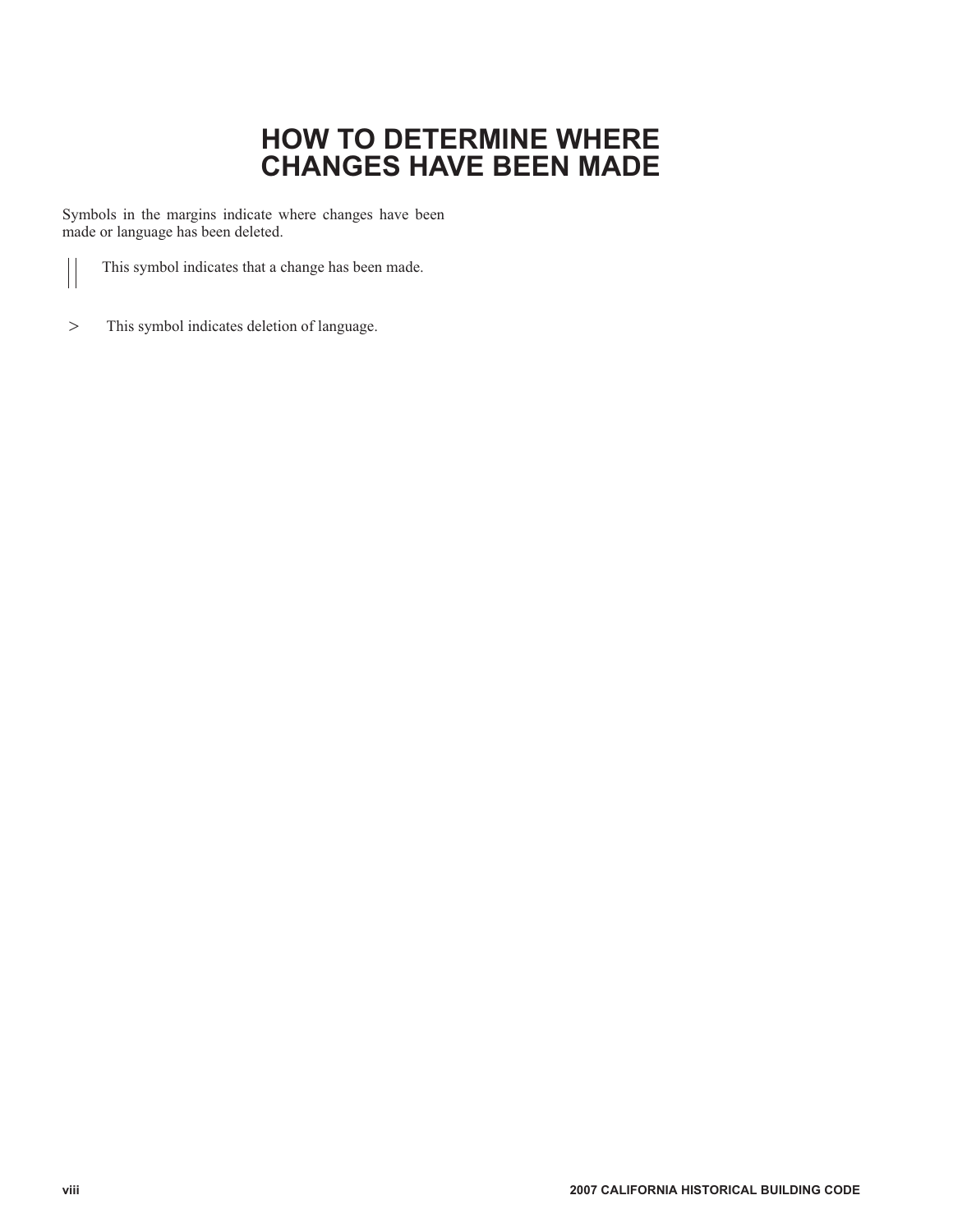# HOW TO DETERMINE WHERE CHANGES HAVE BEEN MADE

Symbols in the margins indicate where changes have been made or language has been deleted.

|| This symbol indicates that a change has been made.

> This symbol indicates deletion of language.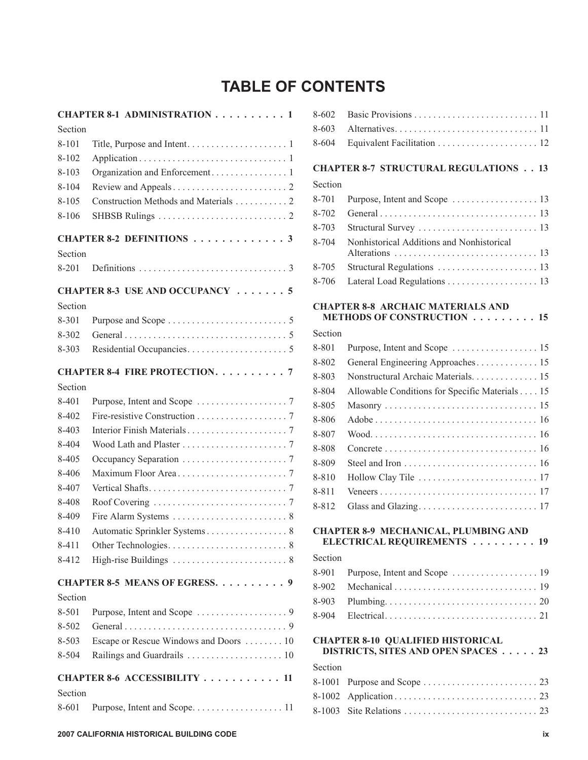# TABLE OF CONTENTS

**CHAPTER 8-1 ADMINISTRATION . . . . . . . . . . 1**

Section

8-101 Title, Purpose and Intent . . . . . . . . . . . . . . . . . . . . 1

8-102 Application . . . . . . . . . . . . . . . . . . . . . . . . . . . . . . 1

8-103 Organization and Enforcement . . . . . . . . . . . . . . . 1

8-104 Review and Appeals . . . . . . . . . . . . . . . . . . . . . . . 2

8-105 Construction Methods and Materials . . . . . . . . . . 2

8-106 SHBSB Rulings . . . . . . . . . . . . . . . . . . . . . . . . . . 2

**CHAPTER 8-2 DEFINITIONS . . . . . . . . . . . . . 3**

Section

8-201 Definitions . . . . . . . . . . . . . . . . . . . . . . . . . . . . . . 3

**CHAPTER 8-3 USE AND OCCUPANCY . . . . . . . 5**

Section

8-301 Purpose and Scope . . . . . . . . . . . . . . . . . . . . . . . . 5

8-302 General . . . . . . . . . . . . . . . . . . . . . . . . . . . . . . . . . 5

8-303 Residential Occupancies . . . . . . . . . . . . . . . . . . . . 5

**CHAPTER 8-4 FIRE PROTECTION . . . . . . . . . . 7**

Section

8-401 Purpose, Intent and Scope . . . . . . . . . . . . . . . . . . 7

8-402 Fire-resistive Construction . . . . . . . . . . . . . . . . . . 7

8-403 Interior Finish Materials . . . . . . . . . . . . . . . . . . . . 7

8-404 Wood Lath and Plaster . . . . . . . . . . . . . . . . . . . . . 7

8-405 Occupancy Separation . . . . . . . . . . . . . . . . . . . . . 7

8-406 Maximum Floor Area . . . . . . . . . . . . . . . . . . . . . . 7

8-407 Vertical Shafts . . . . . . . . . . . . . . . . . . . . . . . . . . . . 7

8-408 Roof Covering . . . . . . . . . . . . . . . . . . . . . . . . . . . 7

8-409 Fire Alarm Systems . . . . . . . . . . . . . . . . . . . . . . . 8

8-410 Automatic Sprinkler Systems . . . . . . . . . . . . . . . . 8

8-411 Other Technologies . . . . . . . . . . . . . . . . . . . . . . . . 8

8-412 High-rise Buildings . . . . . . . . . . . . . . . . . . . . . . . 8

**CHAPTER 8-5 MEANS OF EGRESS . . . . . . . . . . 9**

Section

8-501 Purpose, Intent and Scope . . . . . . . . . . . . . . . . . . 9

8-502 General . . . . . . . . . . . . . . . . . . . . . . . . . . . . . . . . . 9

8-503 Escape or Rescue Windows and Doors . . . . . . . . 10

8-504 Railings and Guardrails . . . . . . . . . . . . . . . . . . . 10

**CHAPTER 8-6 ACCESSIBILITY . . . . . . . . . . . 11**

Section

8-601 Purpose, Intent and Scope . . . . . . . . . . . . . . . . . . 11

8-602 Basic Provisions . . . . . . . . . . . . . . . . . . . . . . . . . 11

8-603 Alternatives . . . . . . . . . . . . . . . . . . . . . . . . . . . . . 11

8-604 Equivalent Facilitation . . . . . . . . . . . . . . . . . . . . 12

**CHAPTER 8-7 STRUCTURAL REGULATIONS . . 13**

Section

8-701 Purpose, Intent and Scope . . . . . . . . . . . . . . . . . 13

8-702 General . . . . . . . . . . . . . . . . . . . . . . . . . . . . . . . . 13

8-703 Structural Survey . . . . . . . . . . . . . . . . . . . . . . . . 13

8-704 Nonhistorical Additions and Nonhistorical Alterations . . . . . . . . . . . . . . . . . . . . . . . . . . . . . 13

8-705 Structural Regulations . . . . . . . . . . . . . . . . . . . . 13

8-706 Lateral Load Regulations . . . . . . . . . . . . . . . . . . 13

**CHAPTER 8-8 ARCHAIC MATERIALS AND METHODS OF CONSTRUCTION . . . . . . . . . 15**

Section

8-801 Purpose, Intent and Scope . . . . . . . . . . . . . . . . . 15

8-802 General Engineering Approaches . . . . . . . . . . . . 15

8-803 Nonstructural Archaic Materials . . . . . . . . . . . . . 15

8-804 Allowable Conditions for Specific Materials . . . . 15

8-805 Masonry . . . . . . . . . . . . . . . . . . . . . . . . . . . . . . . 15

8-806 Adobe . . . . . . . . . . . . . . . . . . . . . . . . . . . . . . . . . 16

8-807 Wood . . . . . . . . . . . . . . . . . . . . . . . . . . . . . . . . . 16

8-808 Concrete . . . . . . . . . . . . . . . . . . . . . . . . . . . . . . . 16

8-809 Steel and Iron . . . . . . . . . . . . . . . . . . . . . . . . . . . 16

8-810 Hollow Clay Tile . . . . . . . . . . . . . . . . . . . . . . . . 17

8-811 Veneers . . . . . . . . . . . . . . . . . . . . . . . . . . . . . . . . 17

8-812 Glass and Glazing . . . . . . . . . . . . . . . . . . . . . . . . 17

**CHAPTER 8-9 MECHANICAL, PLUMBING AND ELECTRICAL REQUIREMENTS . . . . . . . . . 19**

Section

8-901 Purpose, Intent and Scope . . . . . . . . . . . . . . . . . 19

8-902 Mechanical . . . . . . . . . . . . . . . . . . . . . . . . . . . . . 19

8-903 Plumbing . . . . . . . . . . . . . . . . . . . . . . . . . . . . . . . 20

8-904 Electrical . . . . . . . . . . . . . . . . . . . . . . . . . . . . . . . 21

**CHAPTER 8-10 QUALIFIED HISTORICAL DISTRICTS, SITES AND OPEN SPACES . . . . . 23**

Section

8-1001 Purpose and Scope . . . . . . . . . . . . . . . . . . . . . . . 23

8-1002 Application . . . . . . . . . . . . . . . . . . . . . . . . . . . . . 23

8-1003 Site Relations . . . . . . . . . . . . . . . . . . . . . . . . . . . 23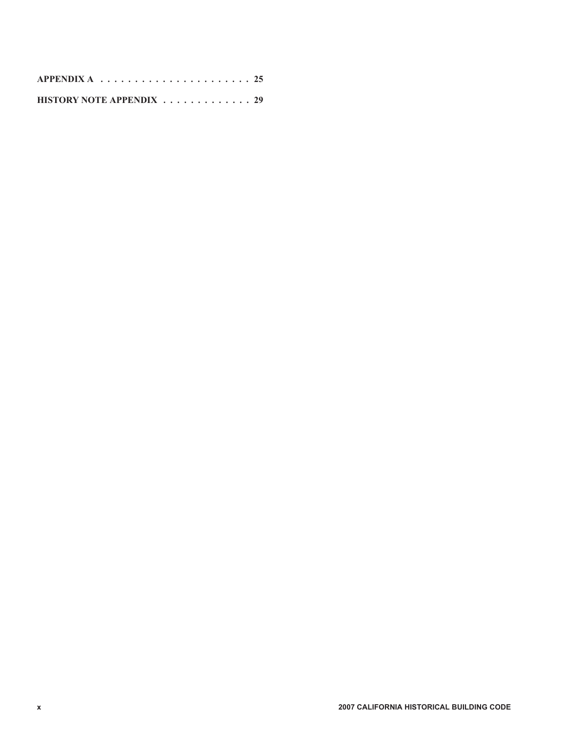**APPENDIX A** . . . . . . . . . . . . . . . . . . . . . . 25

**HISTORY NOTE APPENDIX** . . . . . . . . . . . . . 29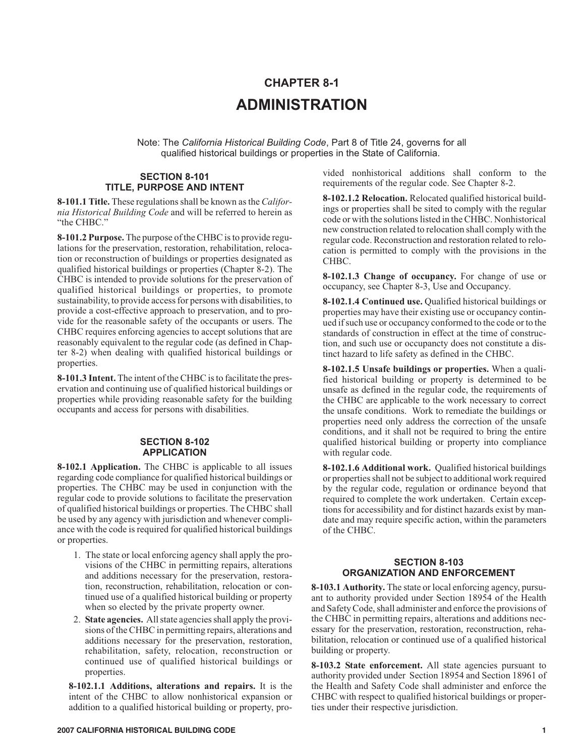# CHAPTER 8-1

# ADMINISTRATION

Note: The *California Historical Building Code*, Part 8 of Title 24, governs for all qualified historical buildings or properties in the State of California.

## SECTION 8-101
## TITLE, PURPOSE AND INTENT

**8-101.1 Title.** These regulations shall be known as the *California Historical Building Code* and will be referred to herein as "the CHBC."

**8-101.2 Purpose.** The purpose of the CHBC is to provide regulations for the preservation, restoration, rehabilitation, relocation or reconstruction of buildings or properties designated as qualified historical buildings or properties (Chapter 8-2). The CHBC is intended to provide solutions for the preservation of qualified historical buildings or properties, to promote sustainability, to provide access for persons with disabilities, to provide a cost-effective approach to preservation, and to provide for the reasonable safety of the occupants or users. The CHBC requires enforcing agencies to accept solutions that are reasonably equivalent to the regular code (as defined in Chapter 8-2) when dealing with qualified historical buildings or properties.

**8-101.3 Intent.** The intent of the CHBC is to facilitate the preservation and continuing use of qualified historical buildings or properties while providing reasonable safety for the building occupants and access for persons with disabilities.

## SECTION 8-102
## APPLICATION

**8-102.1 Application.** The CHBC is applicable to all issues regarding code compliance for qualified historical buildings or properties. The CHBC may be used in conjunction with the regular code to provide solutions to facilitate the preservation of qualified historical buildings or properties. The CHBC shall be used by any agency with jurisdiction and whenever compliance with the code is required for qualified historical buildings or properties.

1. The state or local enforcing agency shall apply the provisions of the CHBC in permitting repairs, alterations and additions necessary for the preservation, restoration, reconstruction, rehabilitation, relocation or continued use of a qualified historical building or property when so elected by the private property owner.
2. **State agencies.** All state agencies shall apply the provisions of the CHBC in permitting repairs, alterations and additions necessary for the preservation, restoration, rehabilitation, safety, relocation, reconstruction or continued use of qualified historical buildings or properties.

**8-102.1.1 Additions, alterations and repairs.** It is the intent of the CHBC to allow nonhistorical expansion or addition to a qualified historical building or property, provided nonhistorical additions shall conform to the requirements of the regular code. See Chapter 8-2.

**8-102.1.2 Relocation.** Relocated qualified historical buildings or properties shall be sited to comply with the regular code or with the solutions listed in the CHBC. Nonhistorical new construction related to relocation shall comply with the regular code. Reconstruction and restoration related to relocation is permitted to comply with the provisions in the CHBC.

**8-102.1.3 Change of occupancy.** For change of use or occupancy, see Chapter 8-3, Use and Occupancy.

**8-102.1.4 Continued use.** Qualified historical buildings or properties may have their existing use or occupancy continued if such use or occupancy conformed to the code or to the standards of construction in effect at the time of construction, and such use or occupancty does not constitute a distinct hazard to life safety as defined in the CHBC.

**8-102.1.5 Unsafe buildings or properties.** When a qualified historical building or property is determined to be unsafe as defined in the regular code, the requirements of the CHBC are applicable to the work necessary to correct the unsafe conditions. Work to remediate the buildings or properties need only address the correction of the unsafe conditions, and it shall not be required to bring the entire qualified historical building or property into compliance with regular code.

**8-102.1.6 Additional work.** Qualified historical buildings or properties shall not be subject to additional work required by the regular code, regulation or ordinance beyond that required to complete the work undertaken. Certain exceptions for accessibility and for distinct hazards exist by mandate and may require specific action, within the parameters of the CHBC.

## SECTION 8-103
## ORGANIZATION AND ENFORCEMENT

**8-103.1 Authority.** The state or local enforcing agency, pursuant to authority provided under Section 18954 of the Health and Safety Code, shall administer and enforce the provisions of the CHBC in permitting repairs, alterations and additions necessary for the preservation, restoration, reconstruction, rehabilitation, relocation or continued use of a qualified historical building or property.

**8-103.2 State enforcement.** All state agencies pursuant to authority provided under Section 18954 and Section 18961 of the Health and Safety Code shall administer and enforce the CHBC with respect to qualified historical buildings or properties under their respective jurisdiction.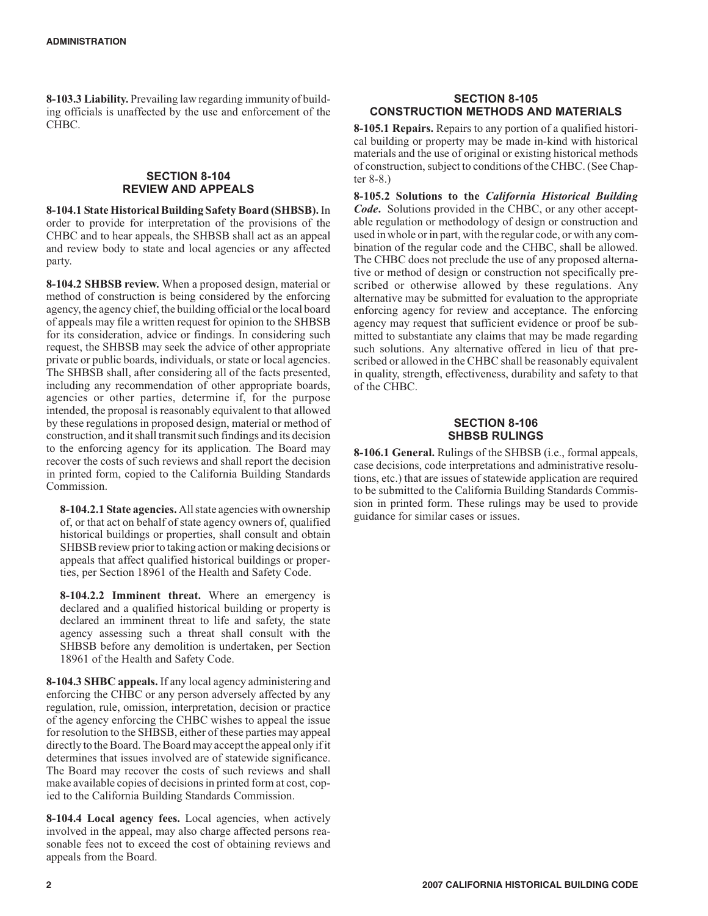**8-103.3 Liability.** Prevailing law regarding immunity of building officials is unaffected by the use and enforcement of the CHBC.

## SECTION 8-104 REVIEW AND APPEALS

**8-104.1 State Historical Building Safety Board (SHBSB).** In order to provide for interpretation of the provisions of the CHBC and to hear appeals, the SHBSB shall act as an appeal and review body to state and local agencies or any affected party.

**8-104.2 SHBSB review.** When a proposed design, material or method of construction is being considered by the enforcing agency, the agency chief, the building official or the local board of appeals may file a written request for opinion to the SHBSB for its consideration, advice or findings. In considering such request, the SHBSB may seek the advice of other appropriate private or public boards, individuals, or state or local agencies. The SHBSB shall, after considering all of the facts presented, including any recommendation of other appropriate boards, agencies or other parties, determine if, for the purpose intended, the proposal is reasonably equivalent to that allowed by these regulations in proposed design, material or method of construction, and it shall transmit such findings and its decision to the enforcing agency for its application. The Board may recover the costs of such reviews and shall report the decision in printed form, copied to the California Building Standards Commission.

**8-104.2.1 State agencies.** All state agencies with ownership of, or that act on behalf of state agency owners of, qualified historical buildings or properties, shall consult and obtain SHBSB review prior to taking action or making decisions or appeals that affect qualified historical buildings or properties, per Section 18961 of the Health and Safety Code.

**8-104.2.2 Imminent threat.** Where an emergency is declared and a qualified historical building or property is declared an imminent threat to life and safety, the state agency assessing such a threat shall consult with the SHBSB before any demolition is undertaken, per Section 18961 of the Health and Safety Code.

**8-104.3 SHBC appeals.** If any local agency administering and enforcing the CHBC or any person adversely affected by any regulation, rule, omission, interpretation, decision or practice of the agency enforcing the CHBC wishes to appeal the issue for resolution to the SHBSB, either of these parties may appeal directly to the Board. The Board may accept the appeal only if it determines that issues involved are of statewide significance. The Board may recover the costs of such reviews and shall make available copies of decisions in printed form at cost, copied to the California Building Standards Commission.

**8-104.4 Local agency fees.** Local agencies, when actively involved in the appeal, may also charge affected persons reasonable fees not to exceed the cost of obtaining reviews and appeals from the Board.

## SECTION 8-105 CONSTRUCTION METHODS AND MATERIALS

**8-105.1 Repairs.** Repairs to any portion of a qualified historical building or property may be made in-kind with historical materials and the use of original or existing historical methods of construction, subject to conditions of the CHBC. (See Chapter 8-8.)

**8-105.2 Solutions to the *California Historical Building Code*.** Solutions provided in the CHBC, or any other acceptable regulation or methodology of design or construction and used in whole or in part, with the regular code, or with any combination of the regular code and the CHBC, shall be allowed. The CHBC does not preclude the use of any proposed alternative or method of design or construction not specifically prescribed or otherwise allowed by these regulations. Any alternative may be submitted for evaluation to the appropriate enforcing agency for review and acceptance. The enforcing agency may request that sufficient evidence or proof be submitted to substantiate any claims that may be made regarding such solutions. Any alternative offered in lieu of that prescribed or allowed in the CHBC shall be reasonably equivalent in quality, strength, effectiveness, durability and safety to that of the CHBC.

## SECTION 8-106 SHBSB RULINGS

**8-106.1 General.** Rulings of the SHBSB (i.e., formal appeals, case decisions, code interpretations and administrative resolutions, etc.) that are issues of statewide application are required to be submitted to the California Building Standards Commission in printed form. These rulings may be used to provide guidance for similar cases or issues.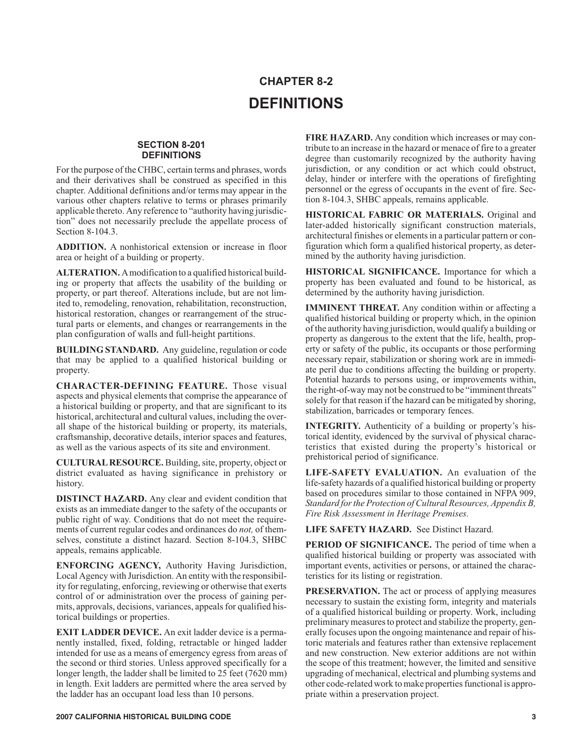# CHAPTER 8-2
# DEFINITIONS

## SECTION 8-201
## DEFINITIONS

For the purpose of the CHBC, certain terms and phrases, words and their derivatives shall be construed as specified in this chapter. Additional definitions and/or terms may appear in the various other chapters relative to terms or phrases primarily applicable thereto. Any reference to "authority having jurisdiction" does not necessarily preclude the appellate process of Section 8-104.3.

**ADDITION.** A nonhistorical extension or increase in floor area or height of a building or property.

**ALTERATION.** A modification to a qualified historical building or property that affects the usability of the building or property, or part thereof. Alterations include, but are not limited to, remodeling, renovation, rehabilitation, reconstruction, historical restoration, changes or rearrangement of the structural parts or elements, and changes or rearrangements in the plan configuration of walls and full-height partitions.

**BUILDING STANDARD.** Any guideline, regulation or code that may be applied to a qualified historical building or property.

**CHARACTER-DEFINING FEATURE.** Those visual aspects and physical elements that comprise the appearance of a historical building or property, and that are significant to its historical, architectural and cultural values, including the overall shape of the historical building or property, its materials, craftsmanship, decorative details, interior spaces and features, as well as the various aspects of its site and environment.

**CULTURAL RESOURCE.** Building, site, property, object or district evaluated as having significance in prehistory or history.

**DISTINCT HAZARD.** Any clear and evident condition that exists as an immediate danger to the safety of the occupants or public right of way. Conditions that do not meet the requirements of current regular codes and ordinances do *not,* of themselves, constitute a distinct hazard. Section 8-104.3, SHBC appeals, remains applicable.

**ENFORCING AGENCY,** Authority Having Jurisdiction, Local Agency with Jurisdiction. An entity with the responsibility for regulating, enforcing, reviewing or otherwise that exerts control of or administration over the process of gaining permits, approvals, decisions, variances, appeals for qualified historical buildings or properties.

**EXIT LADDER DEVICE.** An exit ladder device is a permanently installed, fixed, folding, retractable or hinged ladder intended for use as a means of emergency egress from areas of the second or third stories. Unless approved specifically for a longer length, the ladder shall be limited to 25 feet (7620 mm) in length. Exit ladders are permitted where the area served by the ladder has an occupant load less than 10 persons.

**FIRE HAZARD.** Any condition which increases or may contribute to an increase in the hazard or menace of fire to a greater degree than customarily recognized by the authority having jurisdiction, or any condition or act which could obstruct, delay, hinder or interfere with the operations of firefighting personnel or the egress of occupants in the event of fire. Section 8-104.3, SHBC appeals, remains applicable.

**HISTORICAL FABRIC OR MATERIALS.** Original and later-added historically significant construction materials, architectural finishes or elements in a particular pattern or configuration which form a qualified historical property, as determined by the authority having jurisdiction.

**HISTORICAL SIGNIFICANCE.** Importance for which a property has been evaluated and found to be historical, as determined by the authority having jurisdiction.

**IMMINENT THREAT.** Any condition within or affecting a qualified historical building or property which, in the opinion of the authority having jurisdiction, would qualify a building or property as dangerous to the extent that the life, health, property or safety of the public, its occupants or those performing necessary repair, stabilization or shoring work are in immediate peril due to conditions affecting the building or property. Potential hazards to persons using, or improvements within, the right-of-way may not be construed to be "imminent threats" solely for that reason if the hazard can be mitigated by shoring, stabilization, barricades or temporary fences.

**INTEGRITY.** Authenticity of a building or property's historical identity, evidenced by the survival of physical characteristics that existed during the property's historical or prehistorical period of significance.

**LIFE-SAFETY EVALUATION.** An evaluation of the life-safety hazards of a qualified historical building or property based on procedures similar to those contained in NFPA 909, *Standard for the Protection of Cultural Resources, Appendix B, Fire Risk Assessment in Heritage Premises.*

**LIFE SAFETY HAZARD.** See Distinct Hazard.

**PERIOD OF SIGNIFICANCE.** The period of time when a qualified historical building or property was associated with important events, activities or persons, or attained the characteristics for its listing or registration.

**PRESERVATION.** The act or process of applying measures necessary to sustain the existing form, integrity and materials of a qualified historical building or property. Work, including preliminary measures to protect and stabilize the property, generally focuses upon the ongoing maintenance and repair of historic materials and features rather than extensive replacement and new construction. New exterior additions are not within the scope of this treatment; however, the limited and sensitive upgrading of mechanical, electrical and plumbing systems and other code-related work to make properties functional is appropriate within a preservation project.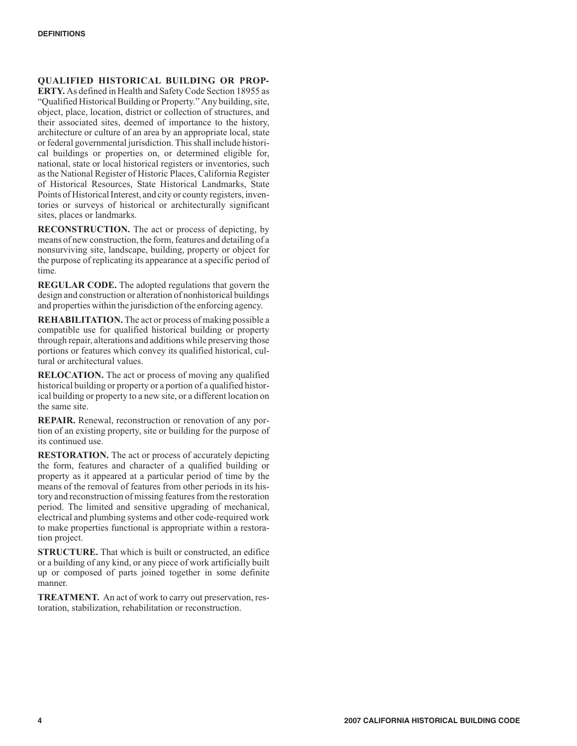**QUALIFIED HISTORICAL BUILDING OR PROPERTY.** As defined in Health and Safety Code Section 18955 as "Qualified Historical Building or Property." Any building, site, object, place, location, district or collection of structures, and their associated sites, deemed of importance to the history, architecture or culture of an area by an appropriate local, state or federal governmental jurisdiction. This shall include historical buildings or properties on, or determined eligible for, national, state or local historical registers or inventories, such as the National Register of Historic Places, California Register of Historical Resources, State Historical Landmarks, State Points of Historical Interest, and city or county registers, inventories or surveys of historical or architecturally significant sites, places or landmarks.

**RECONSTRUCTION.** The act or process of depicting, by means of new construction, the form, features and detailing of a nonsurviving site, landscape, building, property or object for the purpose of replicating its appearance at a specific period of time.

**REGULAR CODE.** The adopted regulations that govern the design and construction or alteration of nonhistorical buildings and properties within the jurisdiction of the enforcing agency.

**REHABILITATION.** The act or process of making possible a compatible use for qualified historical building or property through repair, alterations and additions while preserving those portions or features which convey its qualified historical, cultural or architectural values.

**RELOCATION.** The act or process of moving any qualified historical building or property or a portion of a qualified historical building or property to a new site, or a different location on the same site.

**REPAIR.** Renewal, reconstruction or renovation of any portion of an existing property, site or building for the purpose of its continued use.

**RESTORATION.** The act or process of accurately depicting the form, features and character of a qualified building or property as it appeared at a particular period of time by the means of the removal of features from other periods in its history and reconstruction of missing features from the restoration period. The limited and sensitive upgrading of mechanical, electrical and plumbing systems and other code-required work to make properties functional is appropriate within a restoration project.

**STRUCTURE.** That which is built or constructed, an edifice or a building of any kind, or any piece of work artificially built up or composed of parts joined together in some definite manner.

**TREATMENT.** An act of work to carry out preservation, restoration, stabilization, rehabilitation or reconstruction.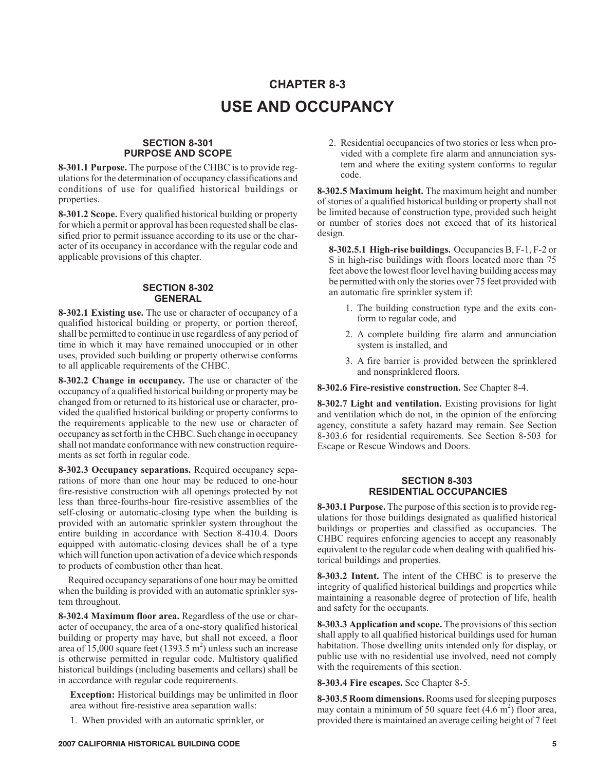# CHAPTER 8-3
# USE AND OCCUPANCY

## SECTION 8-301 PURPOSE AND SCOPE

**8-301.1 Purpose.** The purpose of the CHBC is to provide regulations for the determination of occupancy classifications and conditions of use for qualified historical buildings or properties.

**8-301.2 Scope.** Every qualified historical building or property for which a permit or approval has been requested shall be classified prior to permit issuance according to its use or the character of its occupancy in accordance with the regular code and applicable provisions of this chapter.

## SECTION 8-302 GENERAL

**8-302.1 Existing use.** The use or character of occupancy of a qualified historical building or property, or portion thereof, shall be permitted to continue in use regardless of any period of time in which it may have remained unoccupied or in other uses, provided such building or property otherwise conforms to all applicable requirements of the CHBC.

**8-302.2 Change in occupancy.** The use or character of the occupancy of a qualified historical building or property may be changed from or returned to its historical use or character, provided the qualified historical building or property conforms to the requirements applicable to the new use or character of occupancy as set forth in the CHBC. Such change in occupancy shall not mandate conformance with new construction requirements as set forth in regular code.

**8-302.3 Occupancy separations.** Required occupancy separations of more than one hour may be reduced to one-hour fire-resistive construction with all openings protected by not less than three-fourths-hour fire-resistive assemblies of the self-closing or automatic-closing type when the building is provided with an automatic sprinkler system throughout the entire building in accordance with Section 8-410.4. Doors equipped with automatic-closing devices shall be of a type which will function upon activation of a device which responds to products of combustion other than heat.

Required occupancy separations of one hour may be omitted when the building is provided with an automatic sprinkler system throughout.

**8-302.4 Maximum floor area.** Regardless of the use or character of occupancy, the area of a one-story qualified historical building or property may have, but shall not exceed, a floor area of 15,000 square feet (1393.5 $m^2$) unless such an increase is otherwise permitted in regular code. Multistory qualified historical buildings (including basements and cellars) shall be in accordance with regular code requirements.

**Exception:** Historical buildings may be unlimited in floor area without fire-resistive area separation walls:

1. When provided with an automatic sprinkler, or
2. Residential occupancies of two stories or less when provided with a complete fire alarm and annunciation system and where the exiting system conforms to regular code.

**8-302.5 Maximum height.** The maximum height and number of stories of a qualified historical building or property shall not be limited because of construction type, provided such height or number of stories does not exceed that of its historical design.

**8-302.5.1 High-rise buildings.** Occupancies B, F-1, F-2 or S in high-rise buildings with floors located more than 75 feet above the lowest floor level having building access may be permitted with only the stories over 75 feet provided with an automatic fire sprinkler system if:

1. The building construction type and the exits conform to regular code, and
2. A complete building fire alarm and annunciation system is installed, and
3. A fire barrier is provided between the sprinklered and nonsprinklered floors.

**8-302.6 Fire-resistive construction.** See Chapter 8-4.

**8-302.7 Light and ventilation.** Existing provisions for light and ventilation which do not, in the opinion of the enforcing agency, constitute a safety hazard may remain. See Section 8-303.6 for residential requirements. See Section 8-503 for Escape or Rescue Windows and Doors.

## SECTION 8-303 RESIDENTIAL OCCUPANCIES

**8-303.1 Purpose.** The purpose of this section is to provide regulations for those buildings designated as qualified historical buildings or properties and classified as occupancies. The CHBC requires enforcing agencies to accept any reasonably equivalent to the regular code when dealing with qualified historical buildings and properties.

**8-303.2 Intent.** The intent of the CHBC is to preserve the integrity of qualified historical buildings and properties while maintaining a reasonable degree of protection of life, health and safety for the occupants.

**8-303.3 Application and scope.** The provisions of this section shall apply to all qualified historical buildings used for human habitation. Those dwelling units intended only for display, or public use with no residential use involved, need not comply with the requirements of this section.

**8-303.4 Fire escapes.** See Chapter 8-5.

**8-303.5 Room dimensions.** Rooms used for sleeping purposes may contain a minimum of 50 square feet (4.6 $m^2$) floor area, provided there is maintained an average ceiling height of 7 feet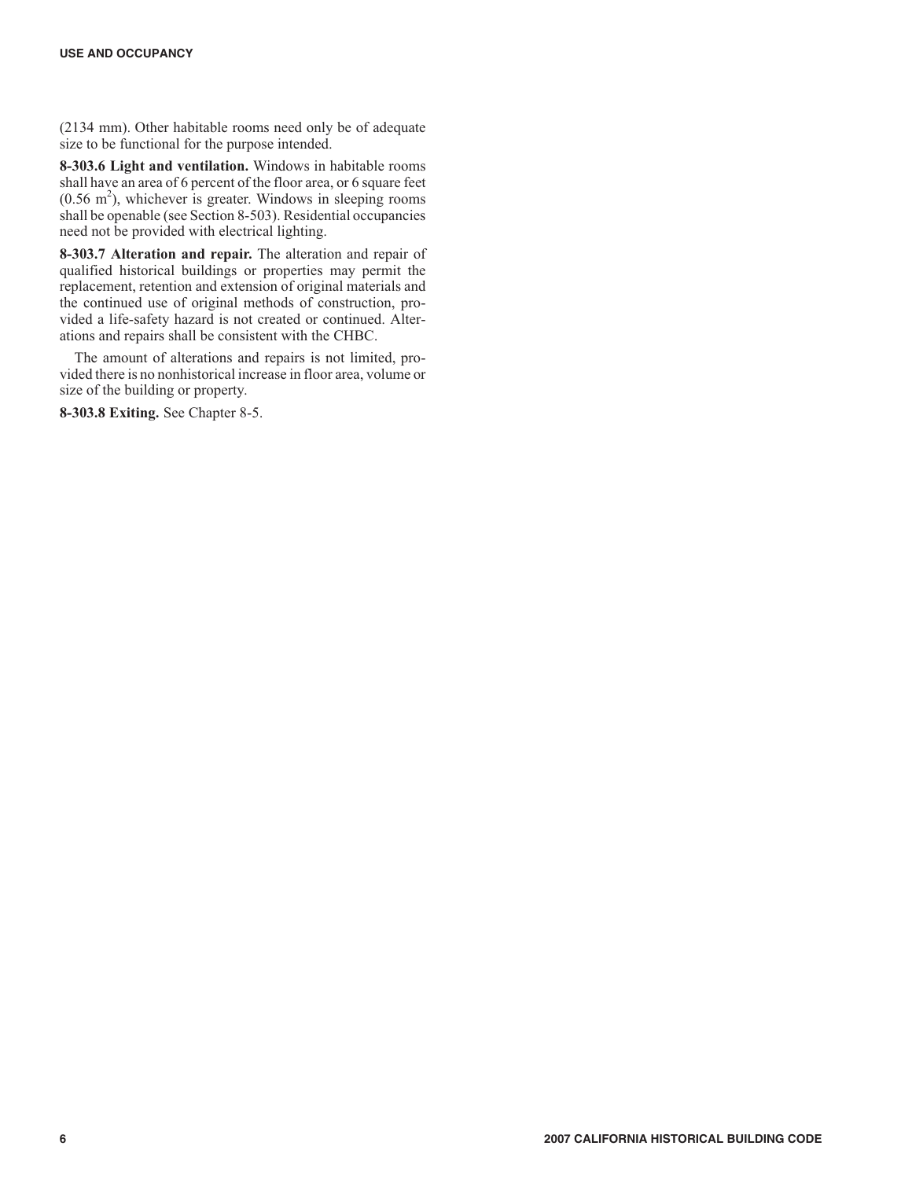(2134 mm). Other habitable rooms need only be of adequate size to be functional for the purpose intended.

**8-303.6 Light and ventilation.** Windows in habitable rooms shall have an area of 6 percent of the floor area, or 6 square feet (0.56 $m^2$), whichever is greater. Windows in sleeping rooms shall be openable (see Section 8-503). Residential occupancies need not be provided with electrical lighting.

**8-303.7 Alteration and repair.** The alteration and repair of qualified historical buildings or properties may permit the replacement, retention and extension of original materials and the continued use of original methods of construction, provided a life-safety hazard is not created or continued. Alterations and repairs shall be consistent with the CHBC.

The amount of alterations and repairs is not limited, provided there is no nonhistorical increase in floor area, volume or size of the building or property.

**8-303.8 Exiting.** See Chapter 8-5.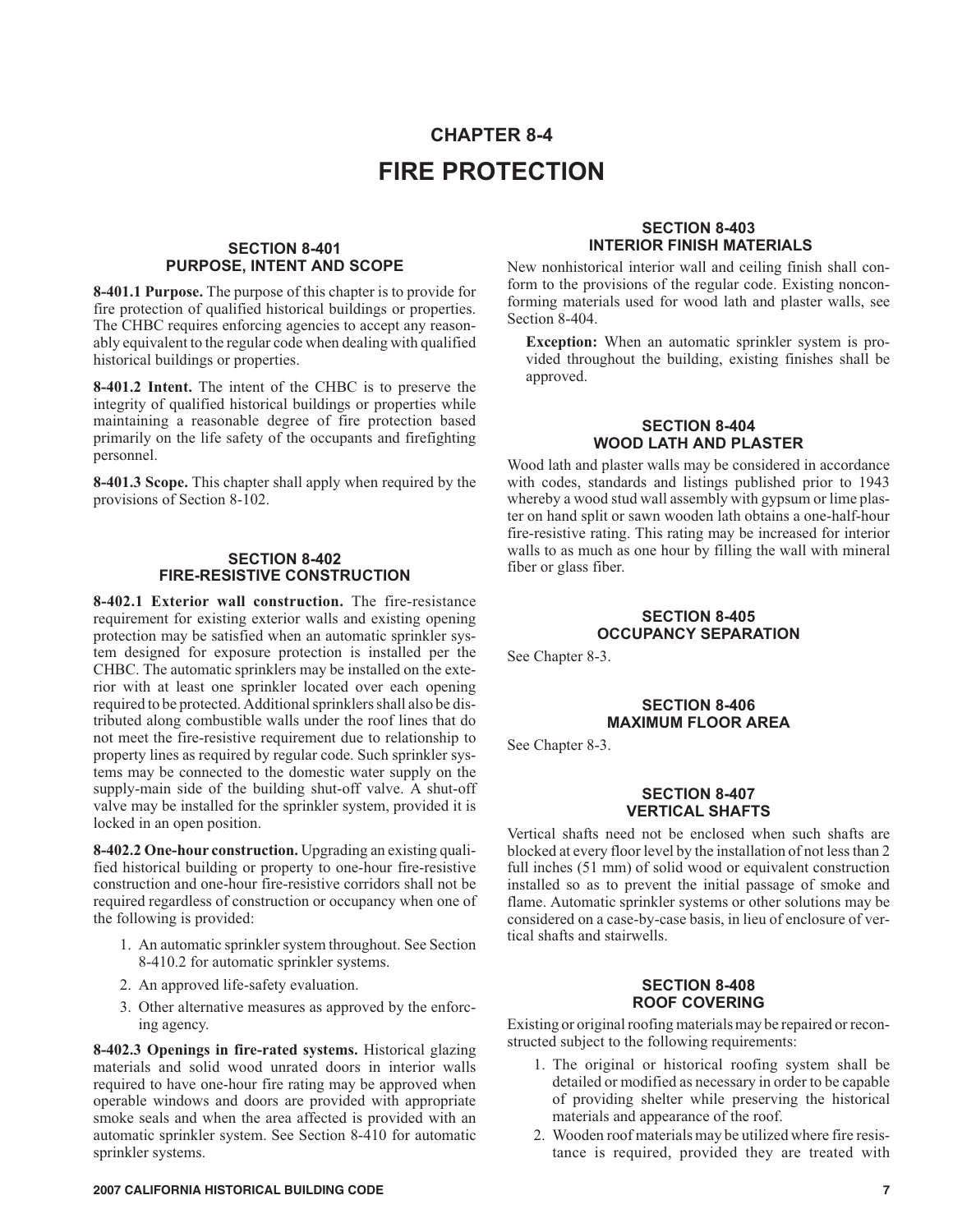# CHAPTER 8-4
# FIRE PROTECTION

## SECTION 8-401
## PURPOSE, INTENT AND SCOPE

**8-401.1 Purpose.** The purpose of this chapter is to provide for fire protection of qualified historical buildings or properties. The CHBC requires enforcing agencies to accept any reasonably equivalent to the regular code when dealing with qualified historical buildings or properties.

**8-401.2 Intent.** The intent of the CHBC is to preserve the integrity of qualified historical buildings or properties while maintaining a reasonable degree of fire protection based primarily on the life safety of the occupants and firefighting personnel.

**8-401.3 Scope.** This chapter shall apply when required by the provisions of Section 8-102.

## SECTION 8-402
## FIRE-RESISTIVE CONSTRUCTION

**8-402.1 Exterior wall construction.** The fire-resistance requirement for existing exterior walls and existing opening protection may be satisfied when an automatic sprinkler system designed for exposure protection is installed per the CHBC. The automatic sprinklers may be installed on the exterior with at least one sprinkler located over each opening required to be protected. Additional sprinklers shall also be distributed along combustible walls under the roof lines that do not meet the fire-resistive requirement due to relationship to property lines as required by regular code. Such sprinkler systems may be connected to the domestic water supply on the supply-main side of the building shut-off valve. A shut-off valve may be installed for the sprinkler system, provided it is locked in an open position.

**8-402.2 One-hour construction.** Upgrading an existing qualified historical building or property to one-hour fire-resistive construction and one-hour fire-resistive corridors shall not be required regardless of construction or occupancy when one of the following is provided:

1. An automatic sprinkler system throughout. See Section 8-410.2 for automatic sprinkler systems.
2. An approved life-safety evaluation.
3. Other alternative measures as approved by the enforcing agency.

**8-402.3 Openings in fire-rated systems.** Historical glazing materials and solid wood unrated doors in interior walls required to have one-hour fire rating may be approved when operable windows and doors are provided with appropriate smoke seals and when the area affected is provided with an automatic sprinkler system. See Section 8-410 for automatic sprinkler systems.

## SECTION 8-403
## INTERIOR FINISH MATERIALS

New nonhistorical interior wall and ceiling finish shall conform to the provisions of the regular code. Existing nonconforming materials used for wood lath and plaster walls, see Section 8-404.

> **Exception:** When an automatic sprinkler system is provided throughout the building, existing finishes shall be approved.

## SECTION 8-404
## WOOD LATH AND PLASTER

Wood lath and plaster walls may be considered in accordance with codes, standards and listings published prior to 1943 whereby a wood stud wall assembly with gypsum or lime plaster on hand split or sawn wooden lath obtains a one-half-hour fire-resistive rating. This rating may be increased for interior walls to as much as one hour by filling the wall with mineral fiber or glass fiber.

## SECTION 8-405
## OCCUPANCY SEPARATION

See Chapter 8-3.

## SECTION 8-406
## MAXIMUM FLOOR AREA

See Chapter 8-3.

## SECTION 8-407
## VERTICAL SHAFTS

Vertical shafts need not be enclosed when such shafts are blocked at every floor level by the installation of not less than 2 full inches (51 mm) of solid wood or equivalent construction installed so as to prevent the initial passage of smoke and flame. Automatic sprinkler systems or other solutions may be considered on a case-by-case basis, in lieu of enclosure of vertical shafts and stairwells.

## SECTION 8-408
## ROOF COVERING

Existing or original roofing materials may be repaired or reconstructed subject to the following requirements:

1. The original or historical roofing system shall be detailed or modified as necessary in order to be capable of providing shelter while preserving the historical materials and appearance of the roof.
2. Wooden roof materials may be utilized where fire resistance is required, provided they are treated with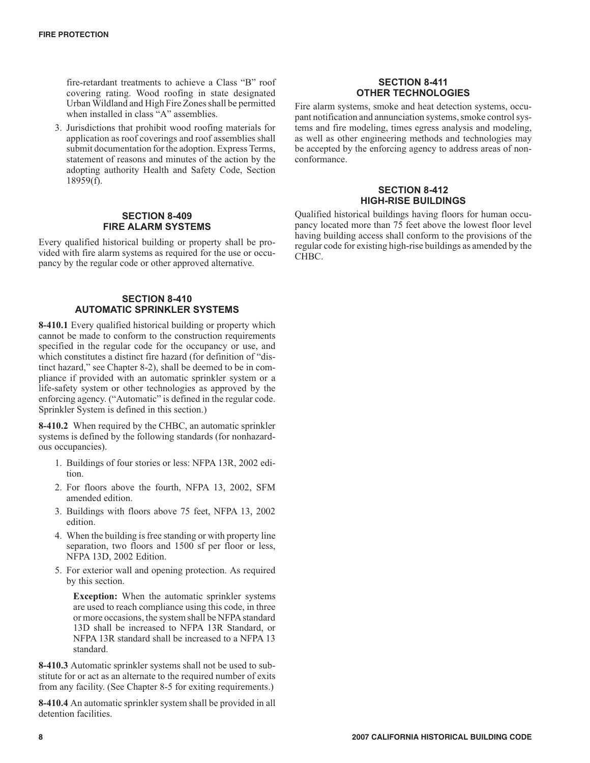fire-retardant treatments to achieve a Class “B” roof covering rating. Wood roofing in state designated Urban Wildland and High Fire Zones shall be permitted when installed in class “A” assemblies.

3. Jurisdictions that prohibit wood roofing materials for application as roof coverings and roof assemblies shall submit documentation for the adoption. Express Terms, statement of reasons and minutes of the action by the adopting authority Health and Safety Code, Section 18959(f).

## SECTION 8-409 FIRE ALARM SYSTEMS

Every qualified historical building or property shall be provided with fire alarm systems as required for the use or occupancy by the regular code or other approved alternative.

## SECTION 8-410 AUTOMATIC SPRINKLER SYSTEMS

**8-410.1** Every qualified historical building or property which cannot be made to conform to the construction requirements specified in the regular code for the occupancy or use, and which constitutes a distinct fire hazard (for definition of “distinct hazard,” see Chapter 8-2), shall be deemed to be in compliance if provided with an automatic sprinkler system or a life-safety system or other technologies as approved by the enforcing agency. (“Automatic” is defined in the regular code. Sprinkler System is defined in this section.)

**8-410.2** When required by the CHBC, an automatic sprinkler systems is defined by the following standards (for nonhazardous occupancies).

1. Buildings of four stories or less: NFPA 13R, 2002 edition.
2. For floors above the fourth, NFPA 13, 2002, SFM amended edition.
3. Buildings with floors above 75 feet, NFPA 13, 2002 edition.
4. When the building is free standing or with property line separation, two floors and 1500 sf per floor or less, NFPA 13D, 2002 Edition.
5. For exterior wall and opening protection. As required by this section.

   **Exception:** When the automatic sprinkler systems are used to reach compliance using this code, in three or more occasions, the system shall be NFPA standard 13D shall be increased to NFPA 13R Standard, or NFPA 13R standard shall be increased to a NFPA 13 standard.

**8-410.3** Automatic sprinkler systems shall not be used to substitute for or act as an alternate to the required number of exits from any facility. (See Chapter 8-5 for exiting requirements.)

**8-410.4** An automatic sprinkler system shall be provided in all detention facilities.

## SECTION 8-411 OTHER TECHNOLOGIES

Fire alarm systems, smoke and heat detection systems, occupant notification and annunciation systems, smoke control systems and fire modeling, times egress analysis and modeling, as well as other engineering methods and technologies may be accepted by the enforcing agency to address areas of nonconformance.

## SECTION 8-412 HIGH-RISE BUILDINGS

Qualified historical buildings having floors for human occupancy located more than 75 feet above the lowest floor level having building access shall conform to the provisions of the regular code for existing high-rise buildings as amended by the CHBC.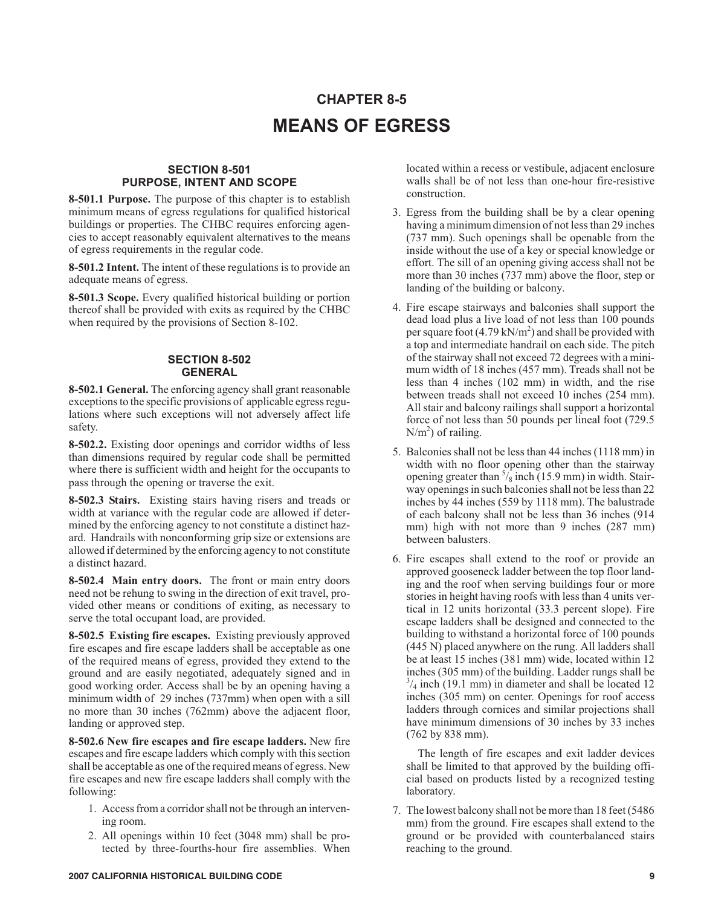# CHAPTER 8-5

# MEANS OF EGRESS

## SECTION 8-501 PURPOSE, INTENT AND SCOPE

**8-501.1 Purpose.** The purpose of this chapter is to establish minimum means of egress regulations for qualified historical buildings or properties. The CHBC requires enforcing agencies to accept reasonably equivalent alternatives to the means of egress requirements in the regular code.

**8-501.2 Intent.** The intent of these regulations is to provide an adequate means of egress.

**8-501.3 Scope.** Every qualified historical building or portion thereof shall be provided with exits as required by the CHBC when required by the provisions of Section 8-102.

## SECTION 8-502 GENERAL

**8-502.1 General.** The enforcing agency shall grant reasonable exceptions to the specific provisions of applicable egress regulations where such exceptions will not adversely affect life safety.

**8-502.2.** Existing door openings and corridor widths of less than dimensions required by regular code shall be permitted where there is sufficient width and height for the occupants to pass through the opening or traverse the exit.

**8-502.3 Stairs.** Existing stairs having risers and treads or width at variance with the regular code are allowed if determined by the enforcing agency to not constitute a distinct hazard. Handrails with nonconforming grip size or extensions are allowed if determined by the enforcing agency to not constitute a distinct hazard.

**8-502.4 Main entry doors.** The front or main entry doors need not be rehung to swing in the direction of exit travel, provided other means or conditions of exiting, as necessary to serve the total occupant load, are provided.

**8-502.5 Existing fire escapes.** Existing previously approved fire escapes and fire escape ladders shall be acceptable as one of the required means of egress, provided they extend to the ground and are easily negotiated, adequately signed and in good working order. Access shall be by an opening having a minimum width of 29 inches (737mm) when open with a sill no more than 30 inches (762mm) above the adjacent floor, landing or approved step.

**8-502.6 New fire escapes and fire escape ladders.** New fire escapes and fire escape ladders which comply with this section shall be acceptable as one of the required means of egress. New fire escapes and new fire escape ladders shall comply with the following:

1. Access from a corridor shall not be through an intervening room.
2. All openings within 10 feet (3048 mm) shall be protected by three-fourths-hour fire assemblies. When located within a recess or vestibule, adjacent enclosure walls shall be of not less than one-hour fire-resistive construction.
3. Egress from the building shall be by a clear opening having a minimum dimension of not less than 29 inches (737 mm). Such openings shall be openable from the inside without the use of a key or special knowledge or effort. The sill of an opening giving access shall not be more than 30 inches (737 mm) above the floor, step or landing of the building or balcony.
4. Fire escape stairways and balconies shall support the dead load plus a live load of not less than 100 pounds per square foot (4.79 $kN/m^2$) and shall be provided with a top and intermediate handrail on each side. The pitch of the stairway shall not exceed 72 degrees with a minimum width of 18 inches (457 mm). Treads shall not be less than 4 inches (102 mm) in width, and the rise between treads shall not exceed 10 inches (254 mm). All stair and balcony railings shall support a horizontal force of not less than 50 pounds per lineal foot (729.5 $N/m^2$) of railing.
5. Balconies shall not be less than 44 inches (1118 mm) in width with no floor opening other than the stairway opening greater than $^5/_8$ inch (15.9 mm) in width. Stairway openings in such balconies shall not be less than 22 inches by 44 inches (559 by 1118 mm). The balustrade of each balcony shall not be less than 36 inches (914 mm) high with not more than 9 inches (287 mm) between balusters.
6. Fire escapes shall extend to the roof or provide an approved gooseneck ladder between the top floor landing and the roof when serving buildings four or more stories in height having roofs with less than 4 units vertical in 12 units horizontal (33.3 percent slope). Fire escape ladders shall be designed and connected to the building to withstand a horizontal force of 100 pounds (445 N) placed anywhere on the rung. All ladders shall be at least 15 inches (381 mm) wide, located within 12 inches (305 mm) of the building. Ladder rungs shall be $^3/_4$ inch (19.1 mm) in diameter and shall be located 12 inches (305 mm) on center. Openings for roof access ladders through cornices and similar projections shall have minimum dimensions of 30 inches by 33 inches (762 by 838 mm).

   The length of fire escapes and exit ladder devices shall be limited to that approved by the building official based on products listed by a recognized testing laboratory.

7. The lowest balcony shall not be more than 18 feet (5486 mm) from the ground. Fire escapes shall extend to the ground or be provided with counterbalanced stairs reaching to the ground.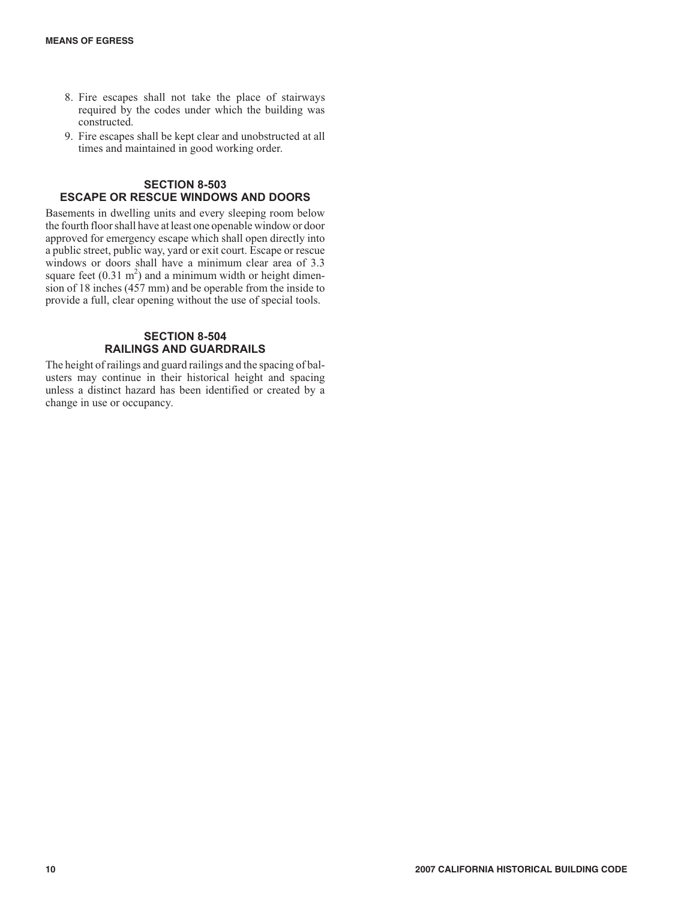8. Fire escapes shall not take the place of stairways required by the codes under which the building was constructed.
9. Fire escapes shall be kept clear and unobstructed at all times and maintained in good working order.

## SECTION 8-503
## ESCAPE OR RESCUE WINDOWS AND DOORS

Basements in dwelling units and every sleeping room below the fourth floor shall have at least one openable window or door approved for emergency escape which shall open directly into a public street, public way, yard or exit court. Escape or rescue windows or doors shall have a minimum clear area of 3.3 square feet (0.31 $m^2$) and a minimum width or height dimension of 18 inches (457 mm) and be operable from the inside to provide a full, clear opening without the use of special tools.

## SECTION 8-504
## RAILINGS AND GUARDRAILS

The height of railings and guard railings and the spacing of balusters may continue in their historical height and spacing unless a distinct hazard has been identified or created by a change in use or occupancy.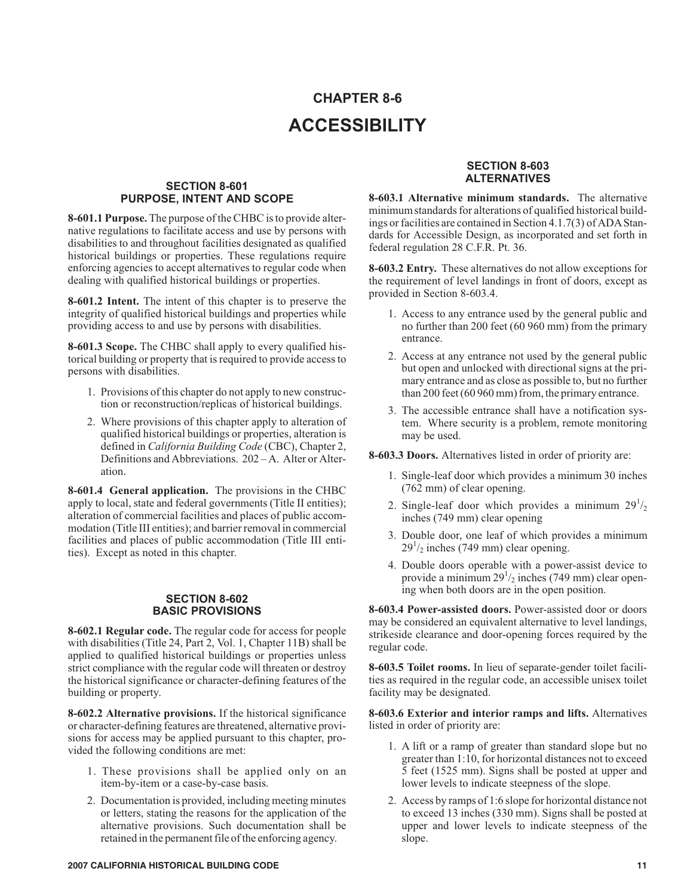# CHAPTER 8-6

# ACCESSIBILITY

### SECTION 8-601 PURPOSE, INTENT AND SCOPE

**8-601.1 Purpose.** The purpose of the CHBC is to provide alternative regulations to facilitate access and use by persons with disabilities to and throughout facilities designated as qualified historical buildings or properties. These regulations require enforcing agencies to accept alternatives to regular code when dealing with qualified historical buildings or properties.

**8-601.2 Intent.** The intent of this chapter is to preserve the integrity of qualified historical buildings and properties while providing access to and use by persons with disabilities.

**8-601.3 Scope.** The CHBC shall apply to every qualified historical building or property that is required to provide access to persons with disabilities.

1. Provisions of this chapter do not apply to new construction or reconstruction/replicas of historical buildings.
2. Where provisions of this chapter apply to alteration of qualified historical buildings or properties, alteration is defined in *California Building Code* (CBC), Chapter 2, Definitions and Abbreviations. 202 – A. Alter or Alteration.

**8-601.4 General application.** The provisions in the CHBC apply to local, state and federal governments (Title II entities); alteration of commercial facilities and places of public accommodation (Title III entities); and barrier removal in commercial facilities and places of public accommodation (Title III entities). Except as noted in this chapter.

### SECTION 8-602 BASIC PROVISIONS

**8-602.1 Regular code.** The regular code for access for people with disabilities (Title 24, Part 2, Vol. 1, Chapter 11B) shall be applied to qualified historical buildings or properties unless strict compliance with the regular code will threaten or destroy the historical significance or character-defining features of the building or property.

**8-602.2 Alternative provisions.** If the historical significance or character-defining features are threatened, alternative provisions for access may be applied pursuant to this chapter, provided the following conditions are met:

1. These provisions shall be applied only on an item-by-item or a case-by-case basis.
2. Documentation is provided, including meeting minutes or letters, stating the reasons for the application of the alternative provisions. Such documentation shall be retained in the permanent file of the enforcing agency.

### SECTION 8-603 ALTERNATIVES

**8-603.1 Alternative minimum standards.** The alternative minimum standards for alterations of qualified historical buildings or facilities are contained in Section 4.1.7(3) of ADA Standards for Accessible Design, as incorporated and set forth in federal regulation 28 C.F.R. Pt. 36.

**8-603.2 Entry.** These alternatives do not allow exceptions for the requirement of level landings in front of doors, except as provided in Section 8-603.4.

1. Access to any entrance used by the general public and no further than 200 feet (60 960 mm) from the primary entrance.
2. Access at any entrance not used by the general public but open and unlocked with directional signs at the primary entrance and as close as possible to, but no further than 200 feet (60 960 mm) from, the primary entrance.
3. The accessible entrance shall have a notification system. Where security is a problem, remote monitoring may be used.

**8-603.3 Doors.** Alternatives listed in order of priority are:

1. Single-leaf door which provides a minimum 30 inches (762 mm) of clear opening.
2. Single-leaf door which provides a minimum $29^1/_2$ inches (749 mm) clear opening
3. Double door, one leaf of which provides a minimum $29^1/_2$ inches (749 mm) clear opening.
4. Double doors operable with a power-assist device to provide a minimum $29^1/_2$ inches (749 mm) clear opening when both doors are in the open position.

**8-603.4 Power-assisted doors.** Power-assisted door or doors may be considered an equivalent alternative to level landings, strikeside clearance and door-opening forces required by the regular code.

**8-603.5 Toilet rooms.** In lieu of separate-gender toilet facilities as required in the regular code, an accessible unisex toilet facility may be designated.

**8-603.6 Exterior and interior ramps and lifts.** Alternatives listed in order of priority are:

1. A lift or a ramp of greater than standard slope but no greater than 1:10, for horizontal distances not to exceed 5 feet (1525 mm). Signs shall be posted at upper and lower levels to indicate steepness of the slope.
2. Access by ramps of 1:6 slope for horizontal distance not to exceed 13 inches (330 mm). Signs shall be posted at upper and lower levels to indicate steepness of the slope.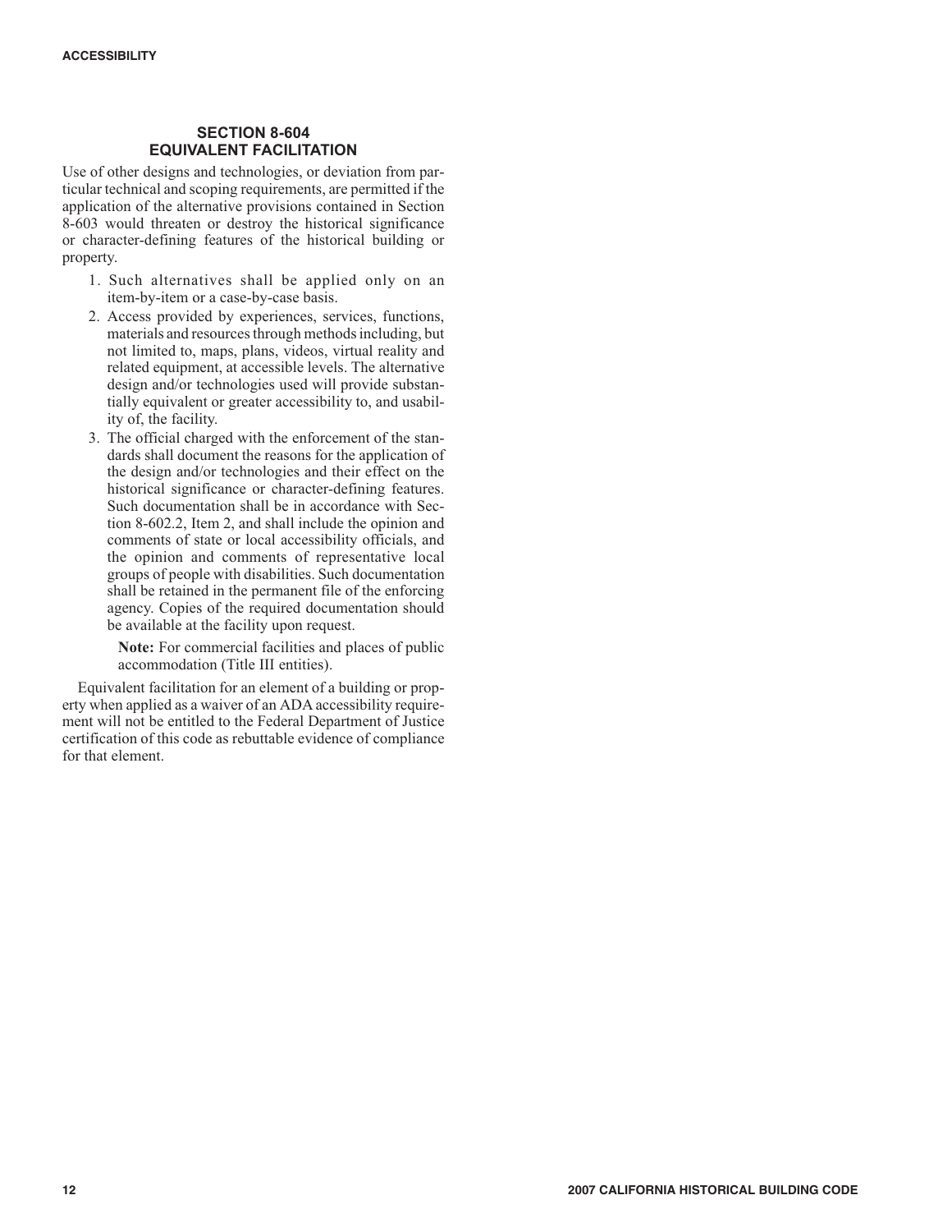## SECTION 8-604 EQUIVALENT FACILITATION

Use of other designs and technologies, or deviation from particular technical and scoping requirements, are permitted if the application of the alternative provisions contained in Section 8-603 would threaten or destroy the historical significance or character-defining features of the historical building or property.

1. Such alternatives shall be applied only on an item-by-item or a case-by-case basis.
2. Access provided by experiences, services, functions, materials and resources through methods including, but not limited to, maps, plans, videos, virtual reality and related equipment, at accessible levels. The alternative design and/or technologies used will provide substantially equivalent or greater accessibility to, and usability of, the facility.
3. The official charged with the enforcement of the standards shall document the reasons for the application of the design and/or technologies and their effect on the historical significance or character-defining features. Such documentation shall be in accordance with Section 8-602.2, Item 2, and shall include the opinion and comments of state or local accessibility officials, and the opinion and comments of representative local groups of people with disabilities. Such documentation shall be retained in the permanent file of the enforcing agency. Copies of the required documentation should be available at the facility upon request.

   **Note:** For commercial facilities and places of public accommodation (Title III entities).

Equivalent facilitation for an element of a building or property when applied as a waiver of an ADA accessibility requirement will not be entitled to the Federal Department of Justice certification of this code as rebuttable evidence of compliance for that element.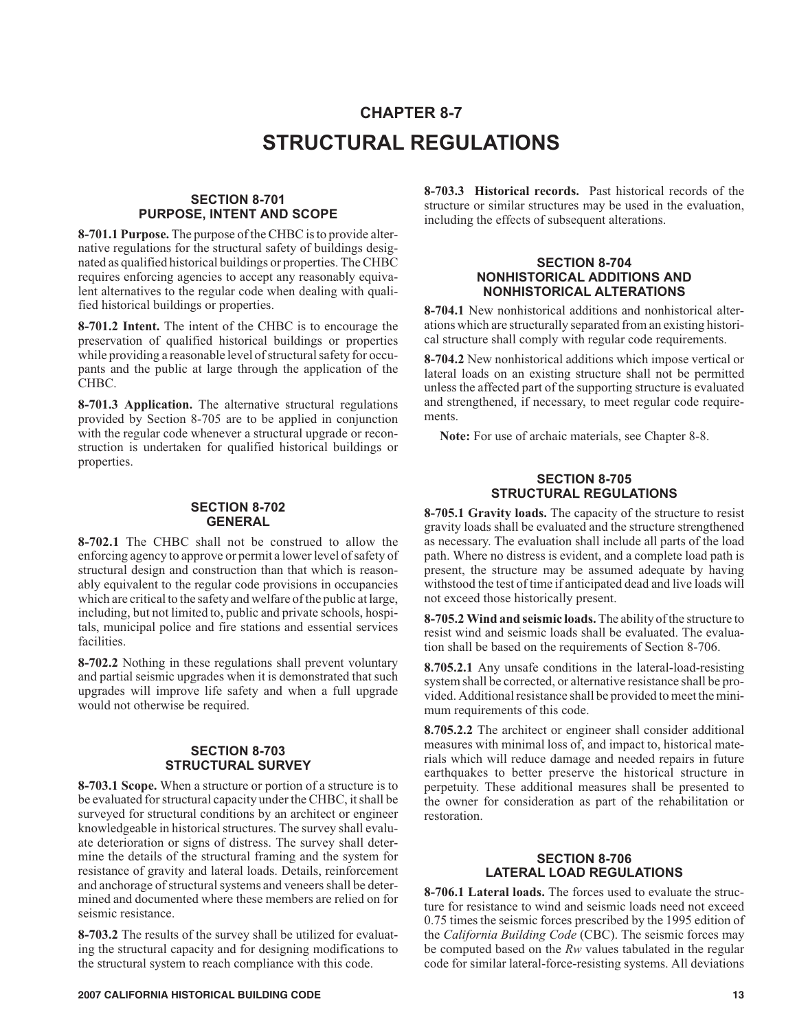# CHAPTER 8-7

# STRUCTURAL REGULATIONS

## SECTION 8-701 PURPOSE, INTENT AND SCOPE

**8-701.1 Purpose.** The purpose of the CHBC is to provide alternative regulations for the structural safety of buildings designated as qualified historical buildings or properties. The CHBC requires enforcing agencies to accept any reasonably equivalent alternatives to the regular code when dealing with qualified historical buildings or properties.

**8-701.2 Intent.** The intent of the CHBC is to encourage the preservation of qualified historical buildings or properties while providing a reasonable level of structural safety for occupants and the public at large through the application of the CHBC.

**8-701.3 Application.** The alternative structural regulations provided by Section 8-705 are to be applied in conjunction with the regular code whenever a structural upgrade or reconstruction is undertaken for qualified historical buildings or properties.

## SECTION 8-702 GENERAL

**8-702.1** The CHBC shall not be construed to allow the enforcing agency to approve or permit a lower level of safety of structural design and construction than that which is reasonably equivalent to the regular code provisions in occupancies which are critical to the safety and welfare of the public at large, including, but not limited to, public and private schools, hospitals, municipal police and fire stations and essential services facilities.

**8-702.2** Nothing in these regulations shall prevent voluntary and partial seismic upgrades when it is demonstrated that such upgrades will improve life safety and when a full upgrade would not otherwise be required.

## SECTION 8-703 STRUCTURAL SURVEY

**8-703.1 Scope.** When a structure or portion of a structure is to be evaluated for structural capacity under the CHBC, it shall be surveyed for structural conditions by an architect or engineer knowledgeable in historical structures. The survey shall evaluate deterioration or signs of distress. The survey shall determine the details of the structural framing and the system for resistance of gravity and lateral loads. Details, reinforcement and anchorage of structural systems and veneers shall be determined and documented where these members are relied on for seismic resistance.

**8-703.2** The results of the survey shall be utilized for evaluating the structural capacity and for designing modifications to the structural system to reach compliance with this code.

**8-703.3 Historical records.** Past historical records of the structure or similar structures may be used in the evaluation, including the effects of subsequent alterations.

## SECTION 8-704 NONHISTORICAL ADDITIONS AND NONHISTORICAL ALTERATIONS

**8-704.1** New nonhistorical additions and nonhistorical alterations which are structurally separated from an existing historical structure shall comply with regular code requirements.

**8-704.2** New nonhistorical additions which impose vertical or lateral loads on an existing structure shall not be permitted unless the affected part of the supporting structure is evaluated and strengthened, if necessary, to meet regular code requirements.

**Note:** For use of archaic materials, see Chapter 8-8.

## SECTION 8-705 STRUCTURAL REGULATIONS

**8-705.1 Gravity loads.** The capacity of the structure to resist gravity loads shall be evaluated and the structure strengthened as necessary. The evaluation shall include all parts of the load path. Where no distress is evident, and a complete load path is present, the structure may be assumed adequate by having withstood the test of time if anticipated dead and live loads will not exceed those historically present.

**8-705.2 Wind and seismic loads.** The ability of the structure to resist wind and seismic loads shall be evaluated. The evaluation shall be based on the requirements of Section 8-706.

**8.705.2.1** Any unsafe conditions in the lateral-load-resisting system shall be corrected, or alternative resistance shall be provided. Additional resistance shall be provided to meet the minimum requirements of this code.

**8.705.2.2** The architect or engineer shall consider additional measures with minimal loss of, and impact to, historical materials which will reduce damage and needed repairs in future earthquakes to better preserve the historical structure in perpetuity. These additional measures shall be presented to the owner for consideration as part of the rehabilitation or restoration.

## SECTION 8-706 LATERAL LOAD REGULATIONS

**8-706.1 Lateral loads.** The forces used to evaluate the structure for resistance to wind and seismic loads need not exceed 0.75 times the seismic forces prescribed by the 1995 edition of the *California Building Code* (CBC). The seismic forces may be computed based on the *Rw* values tabulated in the regular code for similar lateral-force-resisting systems. All deviations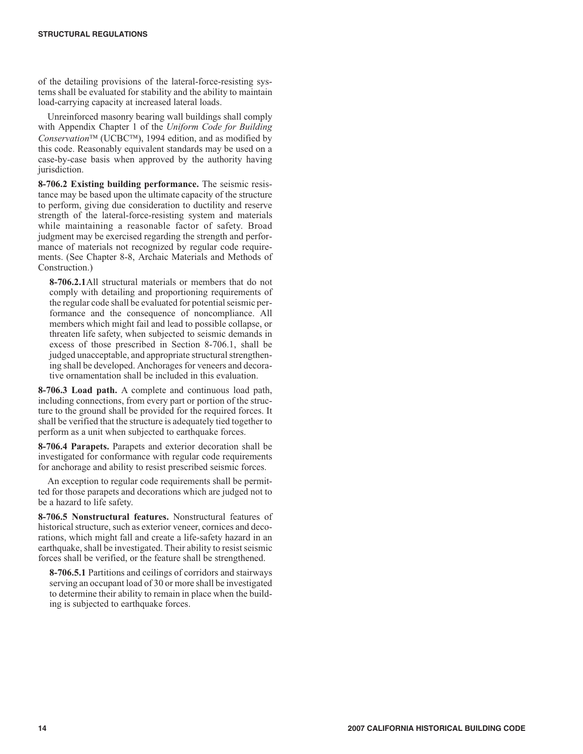of the detailing provisions of the lateral-force-resisting systems shall be evaluated for stability and the ability to maintain load-carrying capacity at increased lateral loads.

Unreinforced masonry bearing wall buildings shall comply with Appendix Chapter 1 of the *Uniform Code for Building Conservation*™ (UCBC™), 1994 edition, and as modified by this code. Reasonably equivalent standards may be used on a case-by-case basis when approved by the authority having jurisdiction.

**8-706.2 Existing building performance.** The seismic resistance may be based upon the ultimate capacity of the structure to perform, giving due consideration to ductility and reserve strength of the lateral-force-resisting system and materials while maintaining a reasonable factor of safety. Broad judgment may be exercised regarding the strength and performance of materials not recognized by regular code requirements. (See Chapter 8-8, Archaic Materials and Methods of Construction.)

**8-706.2.1** All structural materials or members that do not comply with detailing and proportioning requirements of the regular code shall be evaluated for potential seismic performance and the consequence of noncompliance. All members which might fail and lead to possible collapse, or threaten life safety, when subjected to seismic demands in excess of those prescribed in Section 8-706.1, shall be judged unacceptable, and appropriate structural strengthening shall be developed. Anchorages for veneers and decorative ornamentation shall be included in this evaluation.

**8-706.3 Load path.** A complete and continuous load path, including connections, from every part or portion of the structure to the ground shall be provided for the required forces. It shall be verified that the structure is adequately tied together to perform as a unit when subjected to earthquake forces.

**8-706.4 Parapets.** Parapets and exterior decoration shall be investigated for conformance with regular code requirements for anchorage and ability to resist prescribed seismic forces.

An exception to regular code requirements shall be permitted for those parapets and decorations which are judged not to be a hazard to life safety.

**8-706.5 Nonstructural features.** Nonstructural features of historical structure, such as exterior veneer, cornices and decorations, which might fall and create a life-safety hazard in an earthquake, shall be investigated. Their ability to resist seismic forces shall be verified, or the feature shall be strengthened.

**8-706.5.1** Partitions and ceilings of corridors and stairways serving an occupant load of 30 or more shall be investigated to determine their ability to remain in place when the building is subjected to earthquake forces.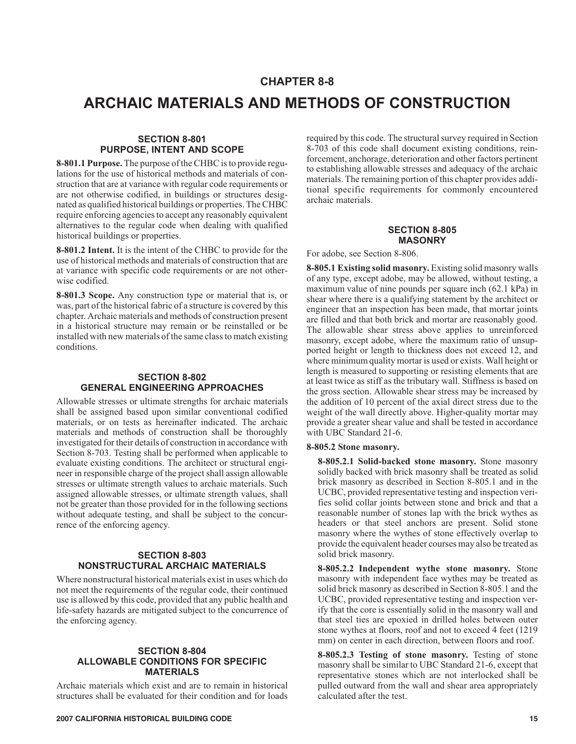# CHAPTER 8-8

# ARCHAIC MATERIALS AND METHODS OF CONSTRUCTION

## SECTION 8-801 PURPOSE, INTENT AND SCOPE

**8-801.1 Purpose.** The purpose of the CHBC is to provide regulations for the use of historical methods and materials of construction that are at variance with regular code requirements or are not otherwise codified, in buildings or structures designated as qualified historical buildings or properties. The CHBC require enforcing agencies to accept any reasonably equivalent alternatives to the regular code when dealing with qualified historical buildings or properties.

**8-801.2 Intent.** It is the intent of the CHBC to provide for the use of historical methods and materials of construction that are at variance with specific code requirements or are not otherwise codified.

**8-801.3 Scope.** Any construction type or material that is, or was, part of the historical fabric of a structure is covered by this chapter. Archaic materials and methods of construction present in a historical structure may remain or be reinstalled or be installed with new materials of the same class to match existing conditions.

## SECTION 8-802 GENERAL ENGINEERING APPROACHES

Allowable stresses or ultimate strengths for archaic materials shall be assigned based upon similar conventional codified materials, or on tests as hereinafter indicated. The archaic materials and methods of construction shall be thoroughly investigated for their details of construction in accordance with Section 8-703. Testing shall be performed when applicable to evaluate existing conditions. The architect or structural engineer in responsible charge of the project shall assign allowable stresses or ultimate strength values to archaic materials. Such assigned allowable stresses, or ultimate strength values, shall not be greater than those provided for in the following sections without adequate testing, and shall be subject to the concurrence of the enforcing agency.

## SECTION 8-803 NONSTRUCTURAL ARCHAIC MATERIALS

Where nonstructural historical materials exist in uses which do not meet the requirements of the regular code, their continued use is allowed by this code, provided that any public health and life-safety hazards are mitigated subject to the concurrence of the enforcing agency.

## SECTION 8-804 ALLOWABLE CONDITIONS FOR SPECIFIC MATERIALS

Archaic materials which exist and are to remain in historical structures shall be evaluated for their condition and for loads required by this code. The structural survey required in Section 8-703 of this code shall document existing conditions, reinforcement, anchorage, deterioration and other factors pertinent to establishing allowable stresses and adequacy of the archaic materials. The remaining portion of this chapter provides additional specific requirements for commonly encountered archaic materials.

## SECTION 8-805 MASONRY

For adobe, see Section 8-806.

**8-805.1 Existing solid masonry.** Existing solid masonry walls of any type, except adobe, may be allowed, without testing, a maximum value of nine pounds per square inch (62.1 kPa) in shear where there is a qualifying statement by the architect or engineer that an inspection has been made, that mortar joints are filled and that both brick and mortar are reasonably good. The allowable shear stress above applies to unreinforced masonry, except adobe, where the maximum ratio of unsupported height or length to thickness does not exceed 12, and where minimum quality mortar is used or exists. Wall height or length is measured to supporting or resisting elements that are at least twice as stiff as the tributary wall. Stiffness is based on the gross section. Allowable shear stress may be increased by the addition of 10 percent of the axial direct stress due to the weight of the wall directly above. Higher-quality mortar may provide a greater shear value and shall be tested in accordance with UBC Standard 21-6.

**8-805.2 Stone masonry.**

**8-805.2.1 Solid-backed stone masonry.** Stone masonry solidly backed with brick masonry shall be treated as solid brick masonry as described in Section 8-805.1 and in the UCBC, provided representative testing and inspection verifies solid collar joints between stone and brick and that a reasonable number of stones lap with the brick wythes as headers or that steel anchors are present. Solid stone masonry where the wythes of stone effectively overlap to provide the equivalent header courses may also be treated as solid brick masonry.

**8-805.2.2 Independent wythe stone masonry.** Stone masonry with independent face wythes may be treated as solid brick masonry as described in Section 8-805.1 and the UCBC, provided representative testing and inspection verify that the core is essentially solid in the masonry wall and that steel ties are epoxied in drilled holes between outer stone wythes at floors, roof and not to exceed 4 feet (1219 mm) on center in each direction, between floors and roof.

**8-805.2.3 Testing of stone masonry.** Testing of stone masonry shall be similar to UBC Standard 21-6, except that representative stones which are not interlocked shall be pulled outward from the wall and shear area appropriately calculated after the test.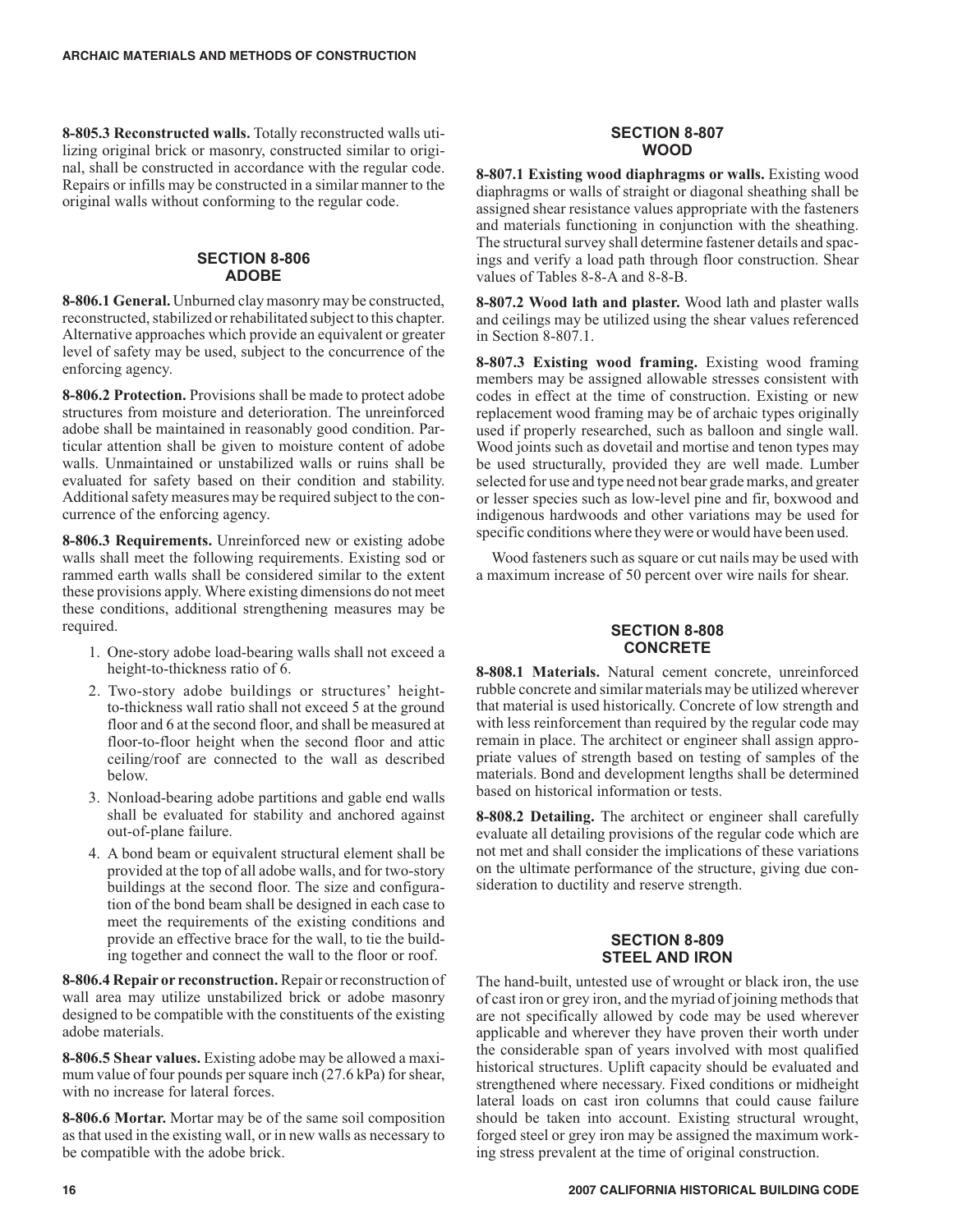**8-805.3 Reconstructed walls.** Totally reconstructed walls utilizing original brick or masonry, constructed similar to original, shall be constructed in accordance with the regular code. Repairs or infills may be constructed in a similar manner to the original walls without conforming to the regular code.

## SECTION 8-806 ADOBE

**8-806.1 General.** Unburned clay masonry may be constructed, reconstructed, stabilized or rehabilitated subject to this chapter. Alternative approaches which provide an equivalent or greater level of safety may be used, subject to the concurrence of the enforcing agency.

**8-806.2 Protection.** Provisions shall be made to protect adobe structures from moisture and deterioration. The unreinforced adobe shall be maintained in reasonably good condition. Particular attention shall be given to moisture content of adobe walls. Unmaintained or unstabilized walls or ruins shall be evaluated for safety based on their condition and stability. Additional safety measures may be required subject to the concurrence of the enforcing agency.

**8-806.3 Requirements.** Unreinforced new or existing adobe walls shall meet the following requirements. Existing sod or rammed earth walls shall be considered similar to the extent these provisions apply. Where existing dimensions do not meet these conditions, additional strengthening measures may be required.

1. One-story adobe load-bearing walls shall not exceed a height-to-thickness ratio of 6.
2. Two-story adobe buildings or structures' height-to-thickness wall ratio shall not exceed 5 at the ground floor and 6 at the second floor, and shall be measured at floor-to-floor height when the second floor and attic ceiling/roof are connected to the wall as described below.
3. Nonload-bearing adobe partitions and gable end walls shall be evaluated for stability and anchored against out-of-plane failure.
4. A bond beam or equivalent structural element shall be provided at the top of all adobe walls, and for two-story buildings at the second floor. The size and configuration of the bond beam shall be designed in each case to meet the requirements of the existing conditions and provide an effective brace for the wall, to tie the building together and connect the wall to the floor or roof.

**8-806.4 Repair or reconstruction.** Repair or reconstruction of wall area may utilize unstabilized brick or adobe masonry designed to be compatible with the constituents of the existing adobe materials.

**8-806.5 Shear values.** Existing adobe may be allowed a maximum value of four pounds per square inch (27.6 kPa) for shear, with no increase for lateral forces.

**8-806.6 Mortar.** Mortar may be of the same soil composition as that used in the existing wall, or in new walls as necessary to be compatible with the adobe brick.

## SECTION 8-807 WOOD

**8-807.1 Existing wood diaphragms or walls.** Existing wood diaphragms or walls of straight or diagonal sheathing shall be assigned shear resistance values appropriate with the fasteners and materials functioning in conjunction with the sheathing. The structural survey shall determine fastener details and spacings and verify a load path through floor construction. Shear values of Tables 8-8-A and 8-8-B.

**8-807.2 Wood lath and plaster.** Wood lath and plaster walls and ceilings may be utilized using the shear values referenced in Section 8-807.1.

**8-807.3 Existing wood framing.** Existing wood framing members may be assigned allowable stresses consistent with codes in effect at the time of construction. Existing or new replacement wood framing may be of archaic types originally used if properly researched, such as balloon and single wall. Wood joints such as dovetail and mortise and tenon types may be used structurally, provided they are well made. Lumber selected for use and type need not bear grade marks, and greater or lesser species such as low-level pine and fir, boxwood and indigenous hardwoods and other variations may be used for specific conditions where they were or would have been used.

Wood fasteners such as square or cut nails may be used with a maximum increase of 50 percent over wire nails for shear.

## SECTION 8-808 CONCRETE

**8-808.1 Materials.** Natural cement concrete, unreinforced rubble concrete and similar materials may be utilized wherever that material is used historically. Concrete of low strength and with less reinforcement than required by the regular code may remain in place. The architect or engineer shall assign appropriate values of strength based on testing of samples of the materials. Bond and development lengths shall be determined based on historical information or tests.

**8-808.2 Detailing.** The architect or engineer shall carefully evaluate all detailing provisions of the regular code which are not met and shall consider the implications of these variations on the ultimate performance of the structure, giving due consideration to ductility and reserve strength.

## SECTION 8-809 STEEL AND IRON

The hand-built, untested use of wrought or black iron, the use of cast iron or grey iron, and the myriad of joining methods that are not specifically allowed by code may be used wherever applicable and wherever they have proven their worth under the considerable span of years involved with most qualified historical structures. Uplift capacity should be evaluated and strengthened where necessary. Fixed conditions or midheight lateral loads on cast iron columns that could cause failure should be taken into account. Existing structural wrought, forged steel or grey iron may be assigned the maximum working stress prevalent at the time of original construction.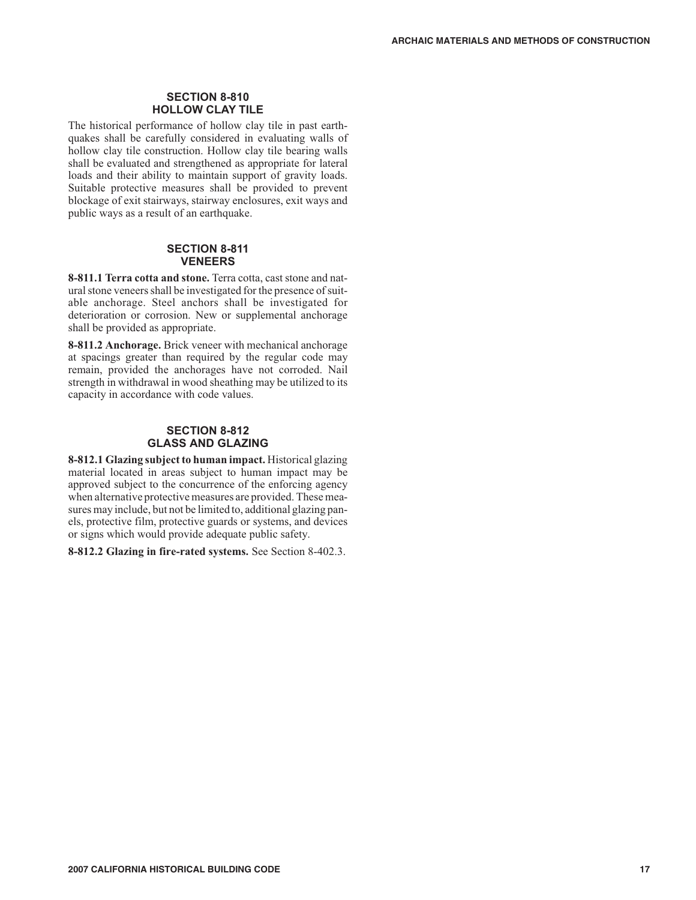## SECTION 8-810 HOLLOW CLAY TILE

The historical performance of hollow clay tile in past earthquakes shall be carefully considered in evaluating walls of hollow clay tile construction. Hollow clay tile bearing walls shall be evaluated and strengthened as appropriate for lateral loads and their ability to maintain support of gravity loads. Suitable protective measures shall be provided to prevent blockage of exit stairways, stairway enclosures, exit ways and public ways as a result of an earthquake.

## SECTION 8-811 VENEERS

**8-811.1 Terra cotta and stone.** Terra cotta, cast stone and natural stone veneers shall be investigated for the presence of suitable anchorage. Steel anchors shall be investigated for deterioration or corrosion. New or supplemental anchorage shall be provided as appropriate.

**8-811.2 Anchorage.** Brick veneer with mechanical anchorage at spacings greater than required by the regular code may remain, provided the anchorages have not corroded. Nail strength in withdrawal in wood sheathing may be utilized to its capacity in accordance with code values.

## SECTION 8-812 GLASS AND GLAZING

**8-812.1 Glazing subject to human impact.** Historical glazing material located in areas subject to human impact may be approved subject to the concurrence of the enforcing agency when alternative protective measures are provided. These measures may include, but not be limited to, additional glazing panels, protective film, protective guards or systems, and devices or signs which would provide adequate public safety.

**8-812.2 Glazing in fire-rated systems.** See Section 8-402.3.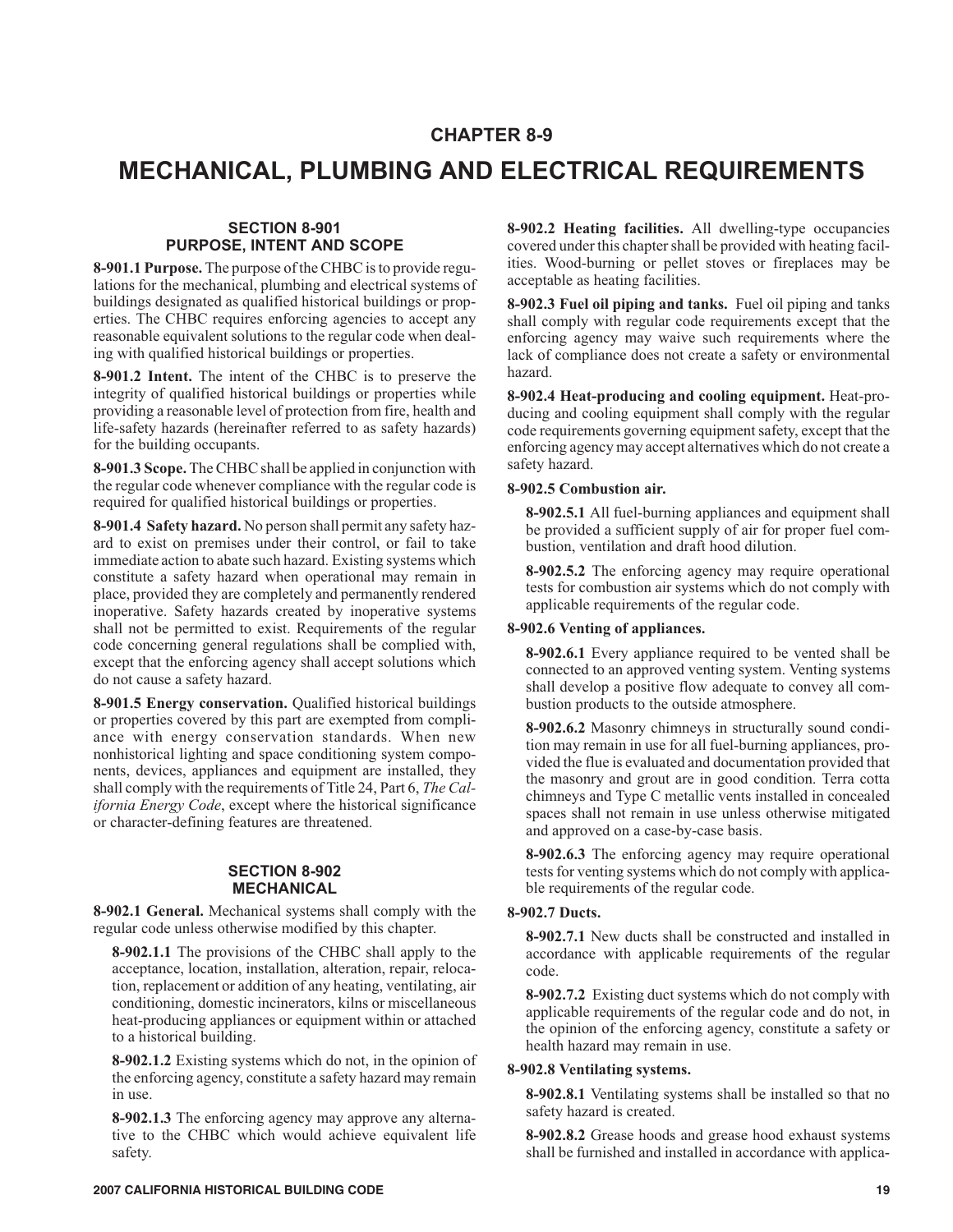# CHAPTER 8-9

# MECHANICAL, PLUMBING AND ELECTRICAL REQUIREMENTS

## SECTION 8-901
## PURPOSE, INTENT AND SCOPE

**8-901.1 Purpose.** The purpose of the CHBC is to provide regulations for the mechanical, plumbing and electrical systems of buildings designated as qualified historical buildings or properties. The CHBC requires enforcing agencies to accept any reasonable equivalent solutions to the regular code when dealing with qualified historical buildings or properties.

**8-901.2 Intent.** The intent of the CHBC is to preserve the integrity of qualified historical buildings or properties while providing a reasonable level of protection from fire, health and life-safety hazards (hereinafter referred to as safety hazards) for the building occupants.

**8-901.3 Scope.** The CHBC shall be applied in conjunction with the regular code whenever compliance with the regular code is required for qualified historical buildings or properties.

**8-901.4 Safety hazard.** No person shall permit any safety hazard to exist on premises under their control, or fail to take immediate action to abate such hazard. Existing systems which constitute a safety hazard when operational may remain in place, provided they are completely and permanently rendered inoperative. Safety hazards created by inoperative systems shall not be permitted to exist. Requirements of the regular code concerning general regulations shall be complied with, except that the enforcing agency shall accept solutions which do not cause a safety hazard.

**8-901.5 Energy conservation.** Qualified historical buildings or properties covered by this part are exempted from compliance with energy conservation standards. When new nonhistorical lighting and space conditioning system components, devices, appliances and equipment are installed, they shall comply with the requirements of Title 24, Part 6, *The California Energy Code*, except where the historical significance or character-defining features are threatened.

## SECTION 8-902
## MECHANICAL

**8-902.1 General.** Mechanical systems shall comply with the regular code unless otherwise modified by this chapter.

**8-902.1.1** The provisions of the CHBC shall apply to the acceptance, location, installation, alteration, repair, relocation, replacement or addition of any heating, ventilating, air conditioning, domestic incinerators, kilns or miscellaneous heat-producing appliances or equipment within or attached to a historical building.

**8-902.1.2** Existing systems which do not, in the opinion of the enforcing agency, constitute a safety hazard may remain in use.

**8-902.1.3** The enforcing agency may approve any alternative to the CHBC which would achieve equivalent life safety.

**8-902.2 Heating facilities.** All dwelling-type occupancies covered under this chapter shall be provided with heating facilities. Wood-burning or pellet stoves or fireplaces may be acceptable as heating facilities.

**8-902.3 Fuel oil piping and tanks.** Fuel oil piping and tanks shall comply with regular code requirements except that the enforcing agency may waive such requirements where the lack of compliance does not create a safety or environmental hazard.

**8-902.4 Heat-producing and cooling equipment.** Heat-producing and cooling equipment shall comply with the regular code requirements governing equipment safety, except that the enforcing agency may accept alternatives which do not create a safety hazard.

**8-902.5 Combustion air.**

**8-902.5.1** All fuel-burning appliances and equipment shall be provided a sufficient supply of air for proper fuel combustion, ventilation and draft hood dilution.

**8-902.5.2** The enforcing agency may require operational tests for combustion air systems which do not comply with applicable requirements of the regular code.

**8-902.6 Venting of appliances.**

**8-902.6.1** Every appliance required to be vented shall be connected to an approved venting system. Venting systems shall develop a positive flow adequate to convey all combustion products to the outside atmosphere.

**8-902.6.2** Masonry chimneys in structurally sound condition may remain in use for all fuel-burning appliances, provided the flue is evaluated and documentation provided that the masonry and grout are in good condition. Terra cotta chimneys and Type C metallic vents installed in concealed spaces shall not remain in use unless otherwise mitigated and approved on a case-by-case basis.

**8-902.6.3** The enforcing agency may require operational tests for venting systems which do not comply with applicable requirements of the regular code.

**8-902.7 Ducts.**

**8-902.7.1** New ducts shall be constructed and installed in accordance with applicable requirements of the regular code.

**8-902.7.2** Existing duct systems which do not comply with applicable requirements of the regular code and do not, in the opinion of the enforcing agency, constitute a safety or health hazard may remain in use.

**8-902.8 Ventilating systems.**

**8-902.8.1** Ventilating systems shall be installed so that no safety hazard is created.

**8-902.8.2** Grease hoods and grease hood exhaust systems shall be furnished and installed in accordance with applica-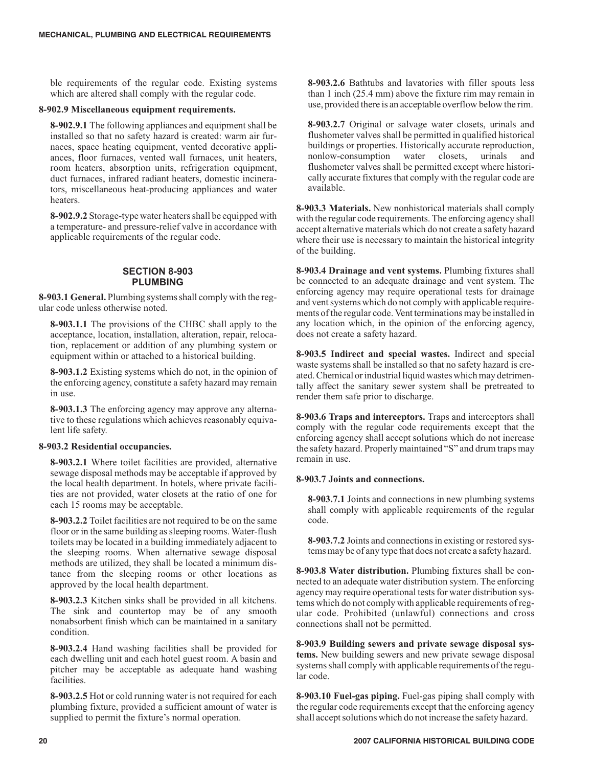ble requirements of the regular code. Existing systems which are altered shall comply with the regular code.

**8-902.9 Miscellaneous equipment requirements.**

**8-902.9.1** The following appliances and equipment shall be installed so that no safety hazard is created: warm air furnaces, space heating equipment, vented decorative appliances, floor furnaces, vented wall furnaces, unit heaters, room heaters, absorption units, refrigeration equipment, duct furnaces, infrared radiant heaters, domestic incinerators, miscellaneous heat-producing appliances and water heaters.

**8-902.9.2** Storage-type water heaters shall be equipped with a temperature- and pressure-relief valve in accordance with applicable requirements of the regular code.

## SECTION 8-903 PLUMBING

**8-903.1 General.** Plumbing systems shall comply with the regular code unless otherwise noted.

**8-903.1.1** The provisions of the CHBC shall apply to the acceptance, location, installation, alteration, repair, relocation, replacement or addition of any plumbing system or equipment within or attached to a historical building.

**8-903.1.2** Existing systems which do not, in the opinion of the enforcing agency, constitute a safety hazard may remain in use.

**8-903.1.3** The enforcing agency may approve any alternative to these regulations which achieves reasonably equivalent life safety.

**8-903.2 Residential occupancies.**

**8-903.2.1** Where toilet facilities are provided, alternative sewage disposal methods may be acceptable if approved by the local health department. In hotels, where private facilities are not provided, water closets at the ratio of one for each 15 rooms may be acceptable.

**8-903.2.2** Toilet facilities are not required to be on the same floor or in the same building as sleeping rooms. Water-flush toilets may be located in a building immediately adjacent to the sleeping rooms. When alternative sewage disposal methods are utilized, they shall be located a minimum distance from the sleeping rooms or other locations as approved by the local health department.

**8-903.2.3** Kitchen sinks shall be provided in all kitchens. The sink and countertop may be of any smooth nonabsorbent finish which can be maintained in a sanitary condition.

**8-903.2.4** Hand washing facilities shall be provided for each dwelling unit and each hotel guest room. A basin and pitcher may be acceptable as adequate hand washing facilities.

**8-903.2.5** Hot or cold running water is not required for each plumbing fixture, provided a sufficient amount of water is supplied to permit the fixture's normal operation.

**8-903.2.6** Bathtubs and lavatories with filler spouts less than 1 inch (25.4 mm) above the fixture rim may remain in use, provided there is an acceptable overflow below the rim.

**8-903.2.7** Original or salvage water closets, urinals and flushometer valves shall be permitted in qualified historical buildings or properties. Historically accurate reproduction, nonlow-consumption water closets, urinals and flushometer valves shall be permitted except where historically accurate fixtures that comply with the regular code are available.

**8-903.3 Materials.** New nonhistorical materials shall comply with the regular code requirements. The enforcing agency shall accept alternative materials which do not create a safety hazard where their use is necessary to maintain the historical integrity of the building.

**8-903.4 Drainage and vent systems.** Plumbing fixtures shall be connected to an adequate drainage and vent system. The enforcing agency may require operational tests for drainage and vent systems which do not comply with applicable requirements of the regular code. Vent terminations may be installed in any location which, in the opinion of the enforcing agency, does not create a safety hazard.

**8-903.5 Indirect and special wastes.** Indirect and special waste systems shall be installed so that no safety hazard is created. Chemical or industrial liquid wastes which may detrimentally affect the sanitary sewer system shall be pretreated to render them safe prior to discharge.

**8-903.6 Traps and interceptors.** Traps and interceptors shall comply with the regular code requirements except that the enforcing agency shall accept solutions which do not increase the safety hazard. Properly maintained "S" and drum traps may remain in use.

**8-903.7 Joints and connections.**

**8-903.7.1** Joints and connections in new plumbing systems shall comply with applicable requirements of the regular code.

**8-903.7.2** Joints and connections in existing or restored systems may be of any type that does not create a safety hazard.

**8-903.8 Water distribution.** Plumbing fixtures shall be connected to an adequate water distribution system. The enforcing agency may require operational tests for water distribution systems which do not comply with applicable requirements of regular code. Prohibited (unlawful) connections and cross connections shall not be permitted.

**8-903.9 Building sewers and private sewage disposal systems.** New building sewers and new private sewage disposal systems shall comply with applicable requirements of the regular code.

**8-903.10 Fuel-gas piping.** Fuel-gas piping shall comply with the regular code requirements except that the enforcing agency shall accept solutions which do not increase the safety hazard.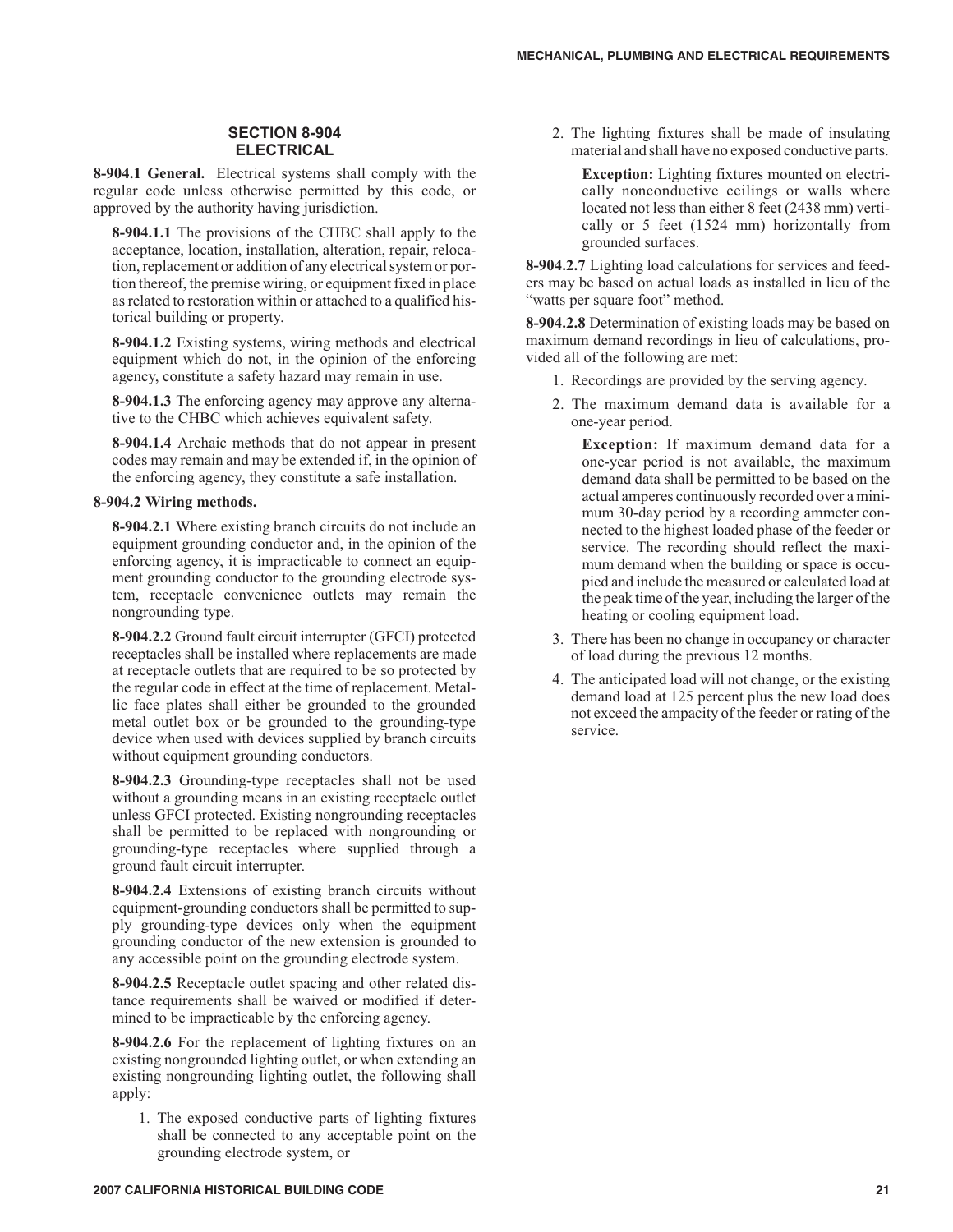## SECTION 8-904 ELECTRICAL

**8-904.1 General.** Electrical systems shall comply with the regular code unless otherwise permitted by this code, or approved by the authority having jurisdiction.

**8-904.1.1** The provisions of the CHBC shall apply to the acceptance, location, installation, alteration, repair, relocation, replacement or addition of any electrical system or portion thereof, the premise wiring, or equipment fixed in place as related to restoration within or attached to a qualified historical building or property.

**8-904.1.2** Existing systems, wiring methods and electrical equipment which do not, in the opinion of the enforcing agency, constitute a safety hazard may remain in use.

**8-904.1.3** The enforcing agency may approve any alternative to the CHBC which achieves equivalent safety.

**8-904.1.4** Archaic methods that do not appear in present codes may remain and may be extended if, in the opinion of the enforcing agency, they constitute a safe installation.

**8-904.2 Wiring methods.**

**8-904.2.1** Where existing branch circuits do not include an equipment grounding conductor and, in the opinion of the enforcing agency, it is impracticable to connect an equipment grounding conductor to the grounding electrode system, receptacle convenience outlets may remain the nongrounding type.

**8-904.2.2** Ground fault circuit interrupter (GFCI) protected receptacles shall be installed where replacements are made at receptacle outlets that are required to be so protected by the regular code in effect at the time of replacement. Metallic face plates shall either be grounded to the grounded metal outlet box or be grounded to the grounding-type device when used with devices supplied by branch circuits without equipment grounding conductors.

**8-904.2.3** Grounding-type receptacles shall not be used without a grounding means in an existing receptacle outlet unless GFCI protected. Existing nongrounding receptacles shall be permitted to be replaced with nongrounding or grounding-type receptacles where supplied through a ground fault circuit interrupter.

**8-904.2.4** Extensions of existing branch circuits without equipment-grounding conductors shall be permitted to supply grounding-type devices only when the equipment grounding conductor of the new extension is grounded to any accessible point on the grounding electrode system.

**8-904.2.5** Receptacle outlet spacing and other related distance requirements shall be waived or modified if determined to be impracticable by the enforcing agency.

**8-904.2.6** For the replacement of lighting fixtures on an existing nongrounded lighting outlet, or when extending an existing nongrounding lighting outlet, the following shall apply:

1. The exposed conductive parts of lighting fixtures shall be connected to any acceptable point on the grounding electrode system, or
2. The lighting fixtures shall be made of insulating material and shall have no exposed conductive parts.

   **Exception:** Lighting fixtures mounted on electrically nonconductive ceilings or walls where located not less than either 8 feet (2438 mm) vertically or 5 feet (1524 mm) horizontally from grounded surfaces.

**8-904.2.7** Lighting load calculations for services and feeders may be based on actual loads as installed in lieu of the "watts per square foot" method.

**8-904.2.8** Determination of existing loads may be based on maximum demand recordings in lieu of calculations, provided all of the following are met:

1. Recordings are provided by the serving agency.
2. The maximum demand data is available for a one-year period.

   **Exception:** If maximum demand data for a one-year period is not available, the maximum demand data shall be permitted to be based on the actual amperes continuously recorded over a minimum 30-day period by a recording ammeter connected to the highest loaded phase of the feeder or service. The recording should reflect the maximum demand when the building or space is occupied and include the measured or calculated load at the peak time of the year, including the larger of the heating or cooling equipment load.

3. There has been no change in occupancy or character of load during the previous 12 months.
4. The anticipated load will not change, or the existing demand load at 125 percent plus the new load does not exceed the ampacity of the feeder or rating of the service.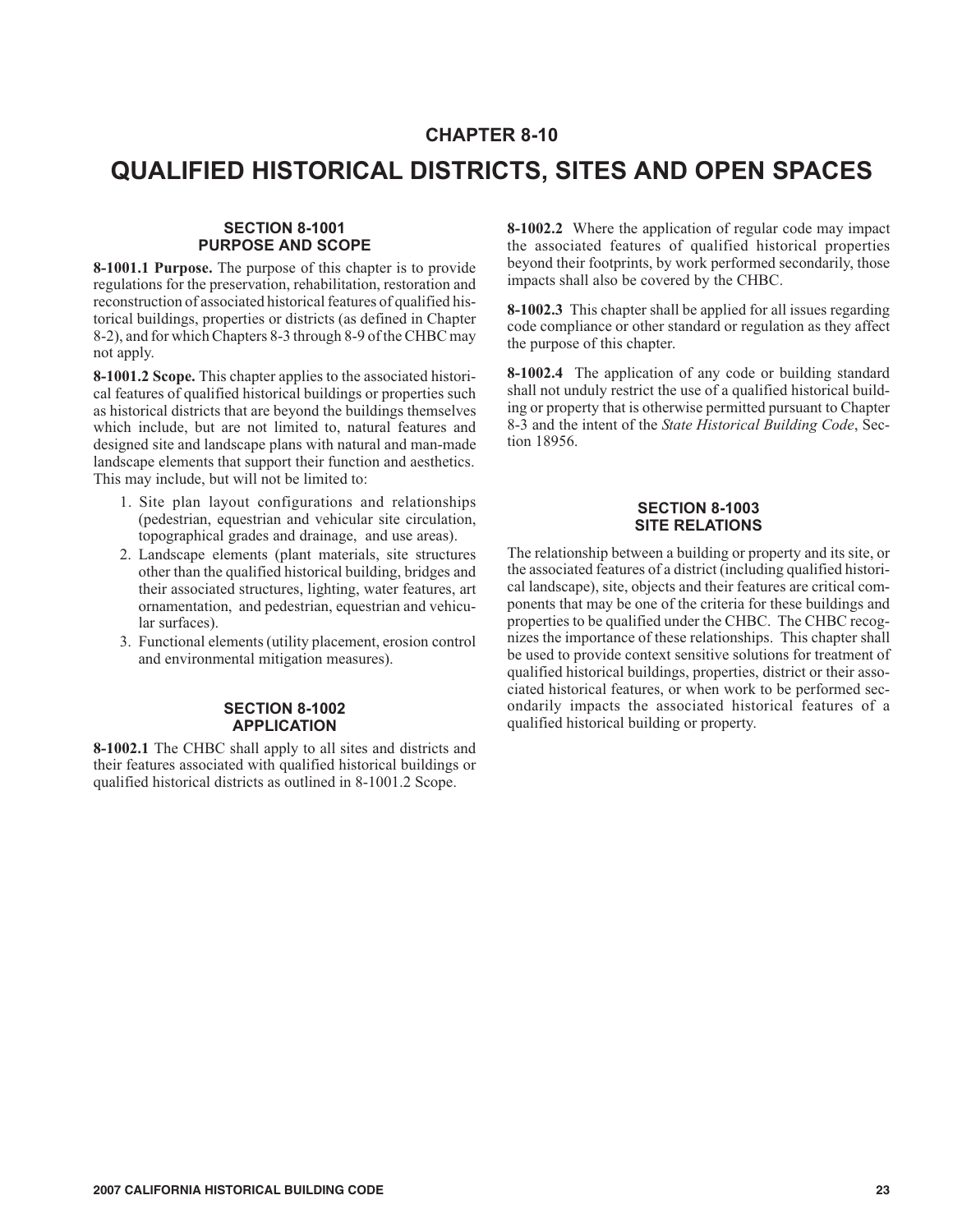# CHAPTER 8-10

# QUALIFIED HISTORICAL DISTRICTS, SITES AND OPEN SPACES

## SECTION 8-1001 PURPOSE AND SCOPE

**8-1001.1 Purpose.** The purpose of this chapter is to provide regulations for the preservation, rehabilitation, restoration and reconstruction of associated historical features of qualified historical buildings, properties or districts (as defined in Chapter 8-2), and for which Chapters 8-3 through 8-9 of the CHBC may not apply.

**8-1001.2 Scope.** This chapter applies to the associated historical features of qualified historical buildings or properties such as historical districts that are beyond the buildings themselves which include, but are not limited to, natural features and designed site and landscape plans with natural and man-made landscape elements that support their function and aesthetics. This may include, but will not be limited to:

1. Site plan layout configurations and relationships (pedestrian, equestrian and vehicular site circulation, topographical grades and drainage, and use areas).
2. Landscape elements (plant materials, site structures other than the qualified historical building, bridges and their associated structures, lighting, water features, art ornamentation, and pedestrian, equestrian and vehicular surfaces).
3. Functional elements (utility placement, erosion control and environmental mitigation measures).

## SECTION 8-1002 APPLICATION

**8-1002.1** The CHBC shall apply to all sites and districts and their features associated with qualified historical buildings or qualified historical districts as outlined in 8-1001.2 Scope.

**8-1002.2** Where the application of regular code may impact the associated features of qualified historical properties beyond their footprints, by work performed secondarily, those impacts shall also be covered by the CHBC.

**8-1002.3** This chapter shall be applied for all issues regarding code compliance or other standard or regulation as they affect the purpose of this chapter.

**8-1002.4** The application of any code or building standard shall not unduly restrict the use of a qualified historical building or property that is otherwise permitted pursuant to Chapter 8-3 and the intent of the *State Historical Building Code*, Section 18956.

## SECTION 8-1003 SITE RELATIONS

The relationship between a building or property and its site, or the associated features of a district (including qualified historical landscape), site, objects and their features are critical components that may be one of the criteria for these buildings and properties to be qualified under the CHBC. The CHBC recognizes the importance of these relationships. This chapter shall be used to provide context sensitive solutions for treatment of qualified historical buildings, properties, district or their associated historical features, or when work to be performed secondarily impacts the associated historical features of a qualified historical building or property.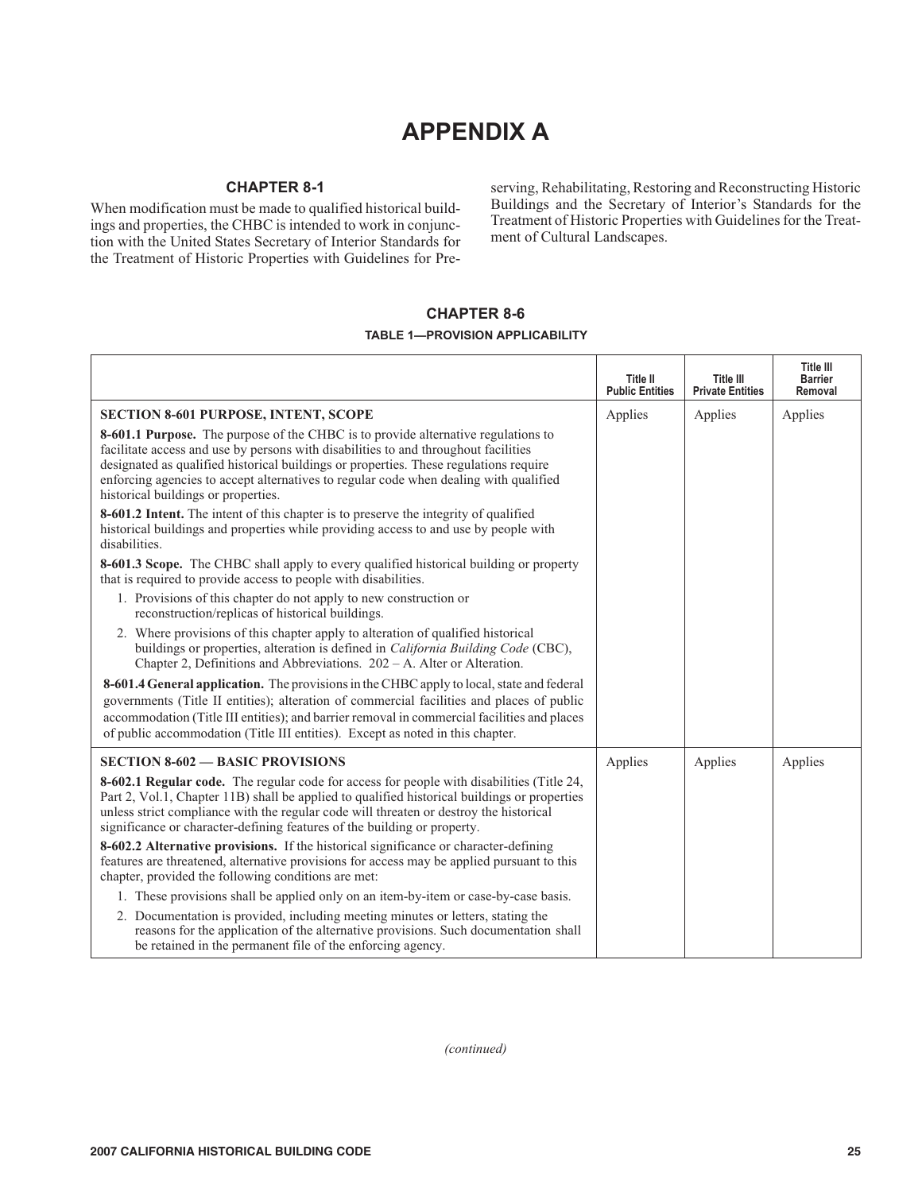# APPENDIX A

## CHAPTER 8-1

When modification must be made to qualified historical buildings and properties, the CHBC is intended to work in conjunction with the United States Secretary of Interior Standards for the Treatment of Historic Properties with Guidelines for Preserving, Rehabilitating, Restoring and Reconstructing Historic Buildings and the Secretary of Interior's Standards for the Treatment of Historic Properties with Guidelines for the Treatment of Cultural Landscapes.

## CHAPTER 8-6

### TABLE 1—PROVISION APPLICABILITY

| | Title II Public Entities | Title III Private Entities | Title III Barrier Removal |
|---|---|---|---|
| **SECTION 8-601 PURPOSE, INTENT, SCOPE**<br><br>**8-601.1 Purpose.** The purpose of the CHBC is to provide alternative regulations to facilitate access and use by persons with disabilities to and throughout facilities designated as qualified historical buildings or properties. These regulations require enforcing agencies to accept alternatives to regular code when dealing with qualified historical buildings or properties.<br><br>**8-601.2 Intent.** The intent of this chapter is to preserve the integrity of qualified historical buildings and properties while providing access to and use by people with disabilities.<br><br>**8-601.3 Scope.** The CHBC shall apply to every qualified historical building or property that is required to provide access to people with disabilities.<br>1. Provisions of this chapter do not apply to new construction or reconstruction/replicas of historical buildings.<br>2. Where provisions of this chapter apply to alteration of qualified historical buildings or properties, alteration is defined in *California Building Code* (CBC), Chapter 2, Definitions and Abbreviations. 202 – A. Alter or Alteration.<br><br>**8-601.4 General application.** The provisions in the CHBC apply to local, state and federal governments (Title II entities); alteration of commercial facilities and places of public accommodation (Title III entities); and barrier removal in commercial facilities and places of public accommodation (Title III entities). Except as noted in this chapter. | Applies | Applies | Applies |
| **SECTION 8-602 — BASIC PROVISIONS**<br><br>**8-602.1 Regular code.** The regular code for access for people with disabilities (Title 24, Part 2, Vol.1, Chapter 11B) shall be applied to qualified historical buildings or properties unless strict compliance with the regular code will threaten or destroy the historical significance or character-defining features of the building or property.<br><br>**8-602.2 Alternative provisions.** If the historical significance or character-defining features are threatened, alternative provisions for access may be applied pursuant to this chapter, provided the following conditions are met:<br>1. These provisions shall be applied only on an item-by-item or case-by-case basis.<br>2. Documentation is provided, including meeting minutes or letters, stating the reasons for the application of the alternative provisions. Such documentation shall be retained in the permanent file of the enforcing agency. | Applies | Applies | Applies |

*(continued)*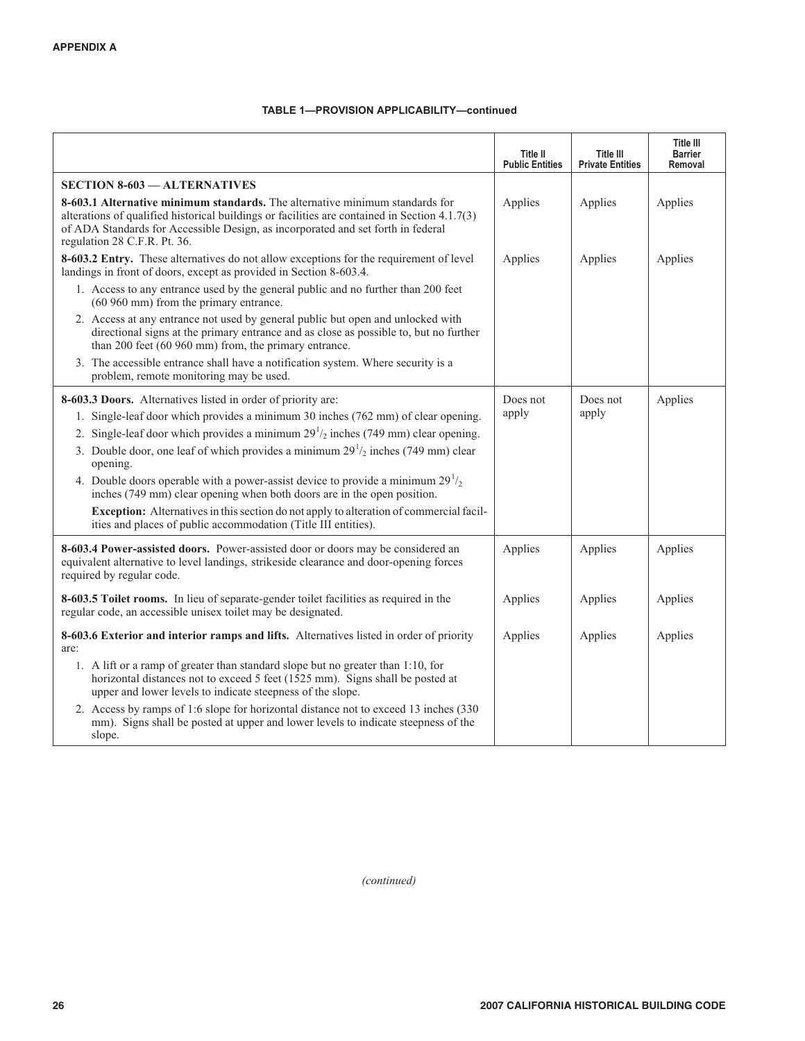**TABLE 1—PROVISION APPLICABILITY—continued**

| | Title II Public Entities | Title III Private Entities | Title III Barrier Removal |
|---|---|---|---|
| **SECTION 8-603 — ALTERNATIVES** | | | |
| **8-603.1 Alternative minimum standards.** The alternative minimum standards for alterations of qualified historical buildings or facilities are contained in Section 4.1.7(3) of ADA Standards for Accessible Design, as incorporated and set forth in federal regulation 28 C.F.R. Pt. 36. | Applies | Applies | Applies |
| **8-603.2 Entry.** These alternatives do not allow exceptions for the requirement of level landings in front of doors, except as provided in Section 8-603.4.<br>1. Access to any entrance used by the general public and no further than 200 feet (60 960 mm) from the primary entrance.<br>2. Access at any entrance not used by general public but open and unlocked with directional signs at the primary entrance and as close as possible to, but no further than 200 feet (60 960 mm) from, the primary entrance.<br>3. The accessible entrance shall have a notification system. Where security is a problem, remote monitoring may be used. | Applies | Applies | Applies |
| **8-603.3 Doors.** Alternatives listed in order of priority are:<br>1. Single-leaf door which provides a minimum 30 inches (762 mm) of clear opening.<br>2. Single-leaf door which provides a minimum $29^{1}/_{2}$ inches (749 mm) clear opening.<br>3. Double door, one leaf of which provides a minimum $29^{1}/_{2}$ inches (749 mm) clear opening.<br>4. Double doors operable with a power-assist device to provide a minimum $29^{1}/_{2}$ inches (749 mm) clear opening when both doors are in the open position.<br>**Exception:** Alternatives in this section do not apply to alteration of commercial facilities and places of public accommodation (Title III entities). | Does not apply | Does not apply | Applies |
| **8-603.4 Power-assisted doors.** Power-assisted door or doors may be considered an equivalent alternative to level landings, strikeside clearance and door-opening forces required by regular code. | Applies | Applies | Applies |
| **8-603.5 Toilet rooms.** In lieu of separate-gender toilet facilities as required in the regular code, an accessible unisex toilet may be designated. | Applies | Applies | Applies |
| **8-603.6 Exterior and interior ramps and lifts.** Alternatives listed in order of priority are:<br>1. A lift or a ramp of greater than standard slope but no greater than 1:10, for horizontal distances not to exceed 5 feet (1525 mm). Signs shall be posted at upper and lower levels to indicate steepness of the slope.<br>2. Access by ramps of 1:6 slope for horizontal distance not to exceed 13 inches (330 mm). Signs shall be posted at upper and lower levels to indicate steepness of the slope. | Applies | Applies | Applies |

*(continued)*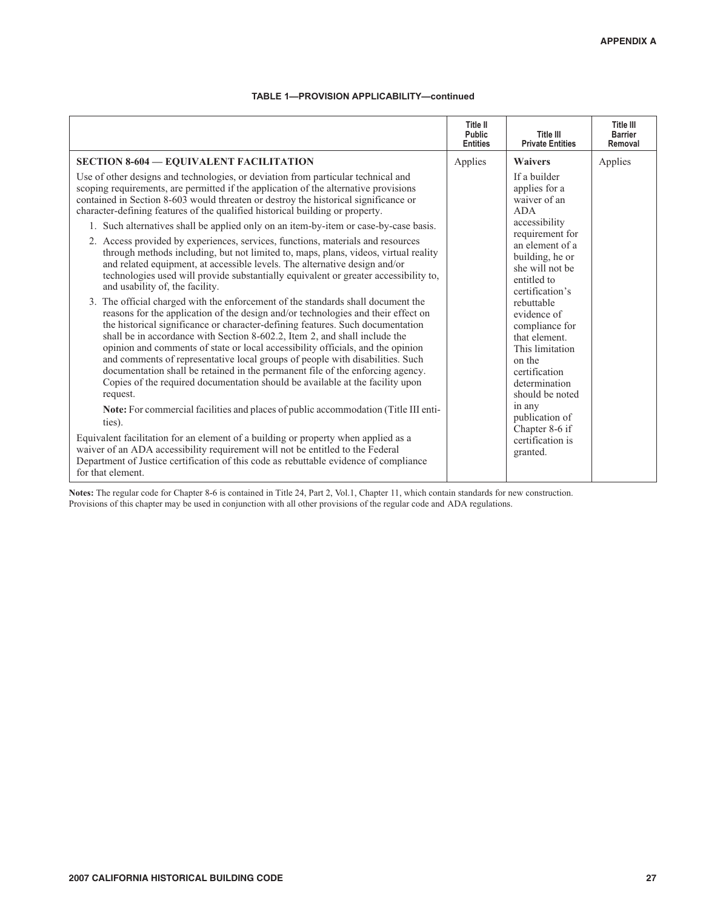**TABLE 1—PROVISION APPLICABILITY—continued**

| | Title II Public Entities | Title III Private Entities | Title III Barrier Removal |
|---|---|---|---|
| **SECTION 8-604 — EQUIVALENT FACILITATION**<br><br>Use of other designs and technologies, or deviation from particular technical and scoping requirements, are permitted if the application of the alternative provisions contained in Section 8-603 would threaten or destroy the historical significance or character-defining features of the qualified historical building or property.<br><br>1. Such alternatives shall be applied only on an item-by-item or case-by-case basis.<br><br>2. Access provided by experiences, services, functions, materials and resources through methods including, but not limited to, maps, plans, videos, virtual reality and related equipment, at accessible levels. The alternative design and/or technologies used will provide substantially equivalent or greater accessibility to, and usability of, the facility.<br><br>3. The official charged with the enforcement of the standards shall document the reasons for the application of the design and/or technologies and their effect on the historical significance or character-defining features. Such documentation shall be in accordance with Section 8-602.2, Item 2, and shall include the opinion and comments of state or local accessibility officials, and the opinion and comments of representative local groups of people with disabilities. Such documentation shall be retained in the permanent file of the enforcing agency. Copies of the required documentation should be available at the facility upon request.<br><br>**Note:** For commercial facilities and places of public accommodation (Title III entities).<br><br>Equivalent facilitation for an element of a building or property when applied as a waiver of an ADA accessibility requirement will not be entitled to the Federal Department of Justice certification of this code as rebuttable evidence of compliance for that element. | Applies | **Waivers**<br><br>If a builder applies for a waiver of an ADA accessibility requirement for an element of a building, he or she will not be entitled to certification's rebuttable evidence of compliance for that element. This limitation on the certification determination should be noted in any publication of Chapter 8-6 if certification is granted. | Applies |

**Notes:** The regular code for Chapter 8-6 is contained in Title 24, Part 2, Vol.1, Chapter 11, which contain standards for new construction. Provisions of this chapter may be used in conjunction with all other provisions of the regular code and ADA regulations.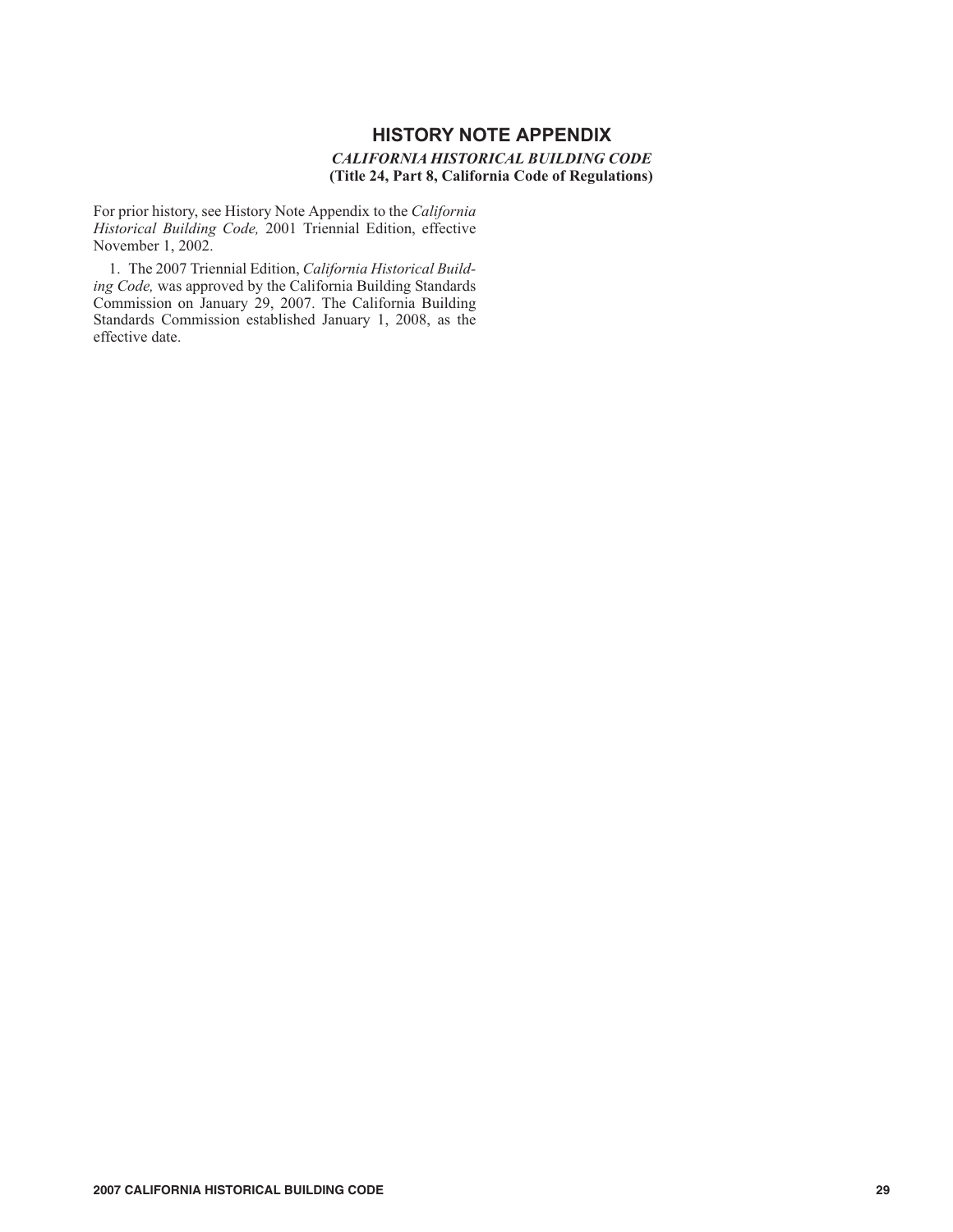# HISTORY NOTE APPENDIX

***CALIFORNIA HISTORICAL BUILDING CODE***
**(Title 24, Part 8, California Code of Regulations)**

For prior history, see History Note Appendix to the *California Historical Building Code,* 2001 Triennial Edition, effective November 1, 2002.

1. The 2007 Triennial Edition, *California Historical Building Code,* was approved by the California Building Standards Commission on January 29, 2007. The California Building Standards Commission established January 1, 2008, as the effective date.